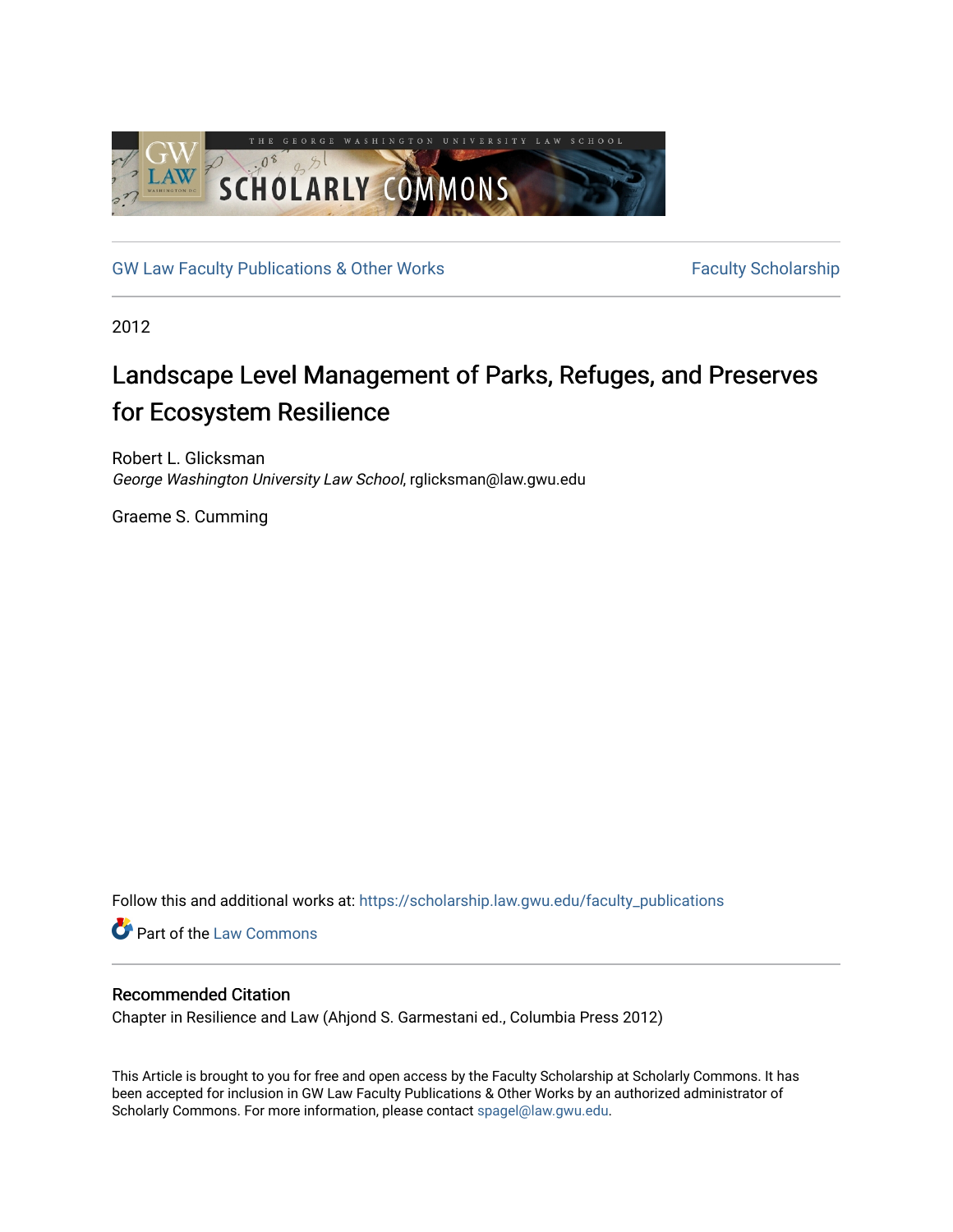THE GEORGE WASHINGTON UNIVERSITY LAW SCHOOL

GW LAW SCHOLARLY COMMONS

GW Law Faculty Publications & Other Works | Faculty Scholarship

2012

# Landscape Level Management of Parks, Refuges, and Preserves for Ecosystem Resilience

Robert L. Glicksman
*George Washington University Law School*, rglicksman@law.gwu.edu

Graeme S. Cumming

Follow this and additional works at: https://scholarship.law.gwu.edu/faculty_publications

Part of the Law Commons

## Recommended Citation

Chapter in Resilience and Law (Ahjond S. Garmestani ed., Columbia Press 2012)

This Article is brought to you for free and open access by the Faculty Scholarship at Scholarly Commons. It has been accepted for inclusion in GW Law Faculty Publications & Other Works by an authorized administrator of Scholarly Commons. For more information, please contact spagel@law.gwu.edu.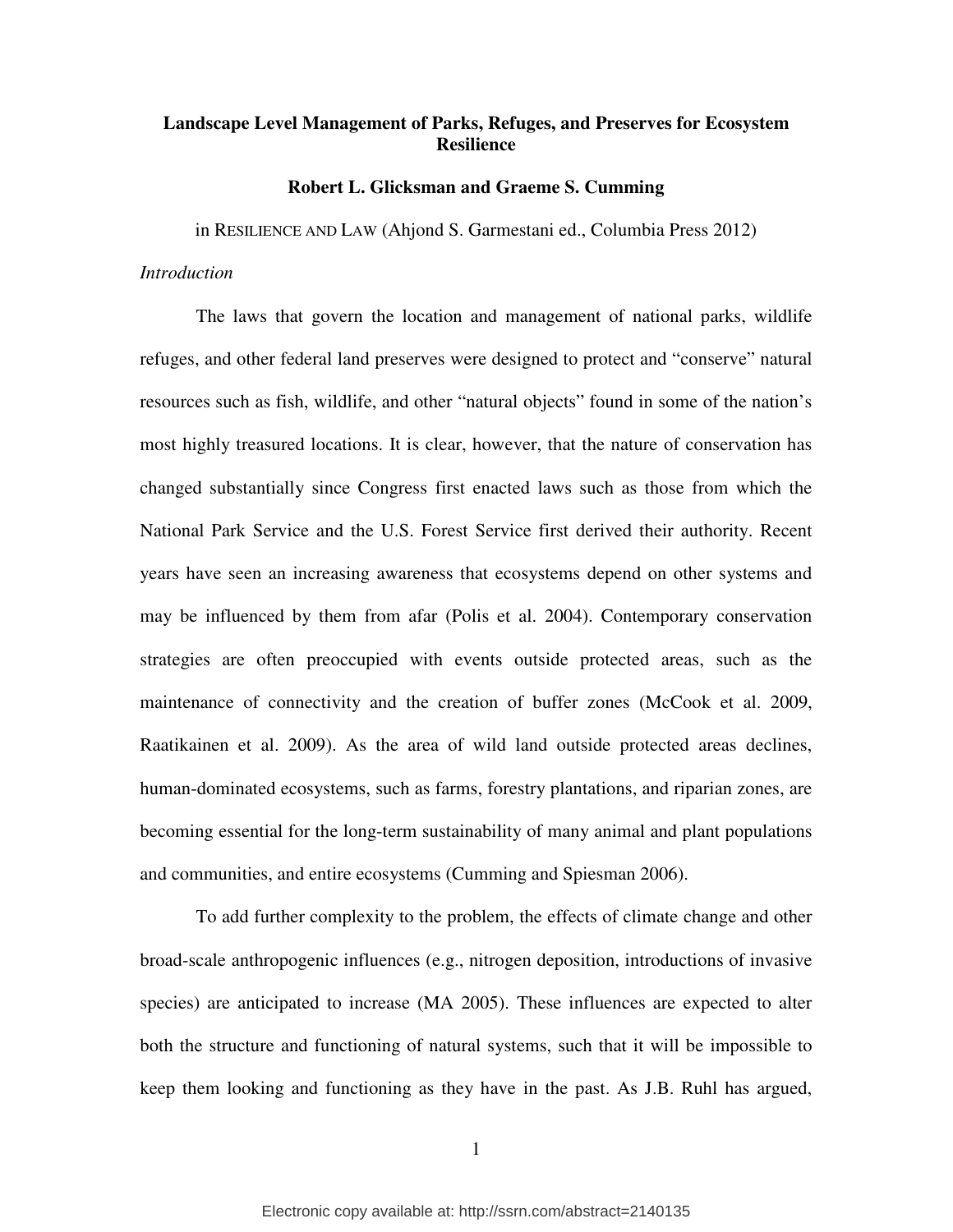# Landscape Level Management of Parks, Refuges, and Preserves for Ecosystem Resilience

**Robert L. Glicksman and Graeme S. Cumming**

in RESILIENCE AND LAW (Ahjond S. Garmestani ed., Columbia Press 2012)

*Introduction*

The laws that govern the location and management of national parks, wildlife refuges, and other federal land preserves were designed to protect and "conserve" natural resources such as fish, wildlife, and other "natural objects" found in some of the nation's most highly treasured locations. It is clear, however, that the nature of conservation has changed substantially since Congress first enacted laws such as those from which the National Park Service and the U.S. Forest Service first derived their authority. Recent years have seen an increasing awareness that ecosystems depend on other systems and may be influenced by them from afar (Polis et al. 2004). Contemporary conservation strategies are often preoccupied with events outside protected areas, such as the maintenance of connectivity and the creation of buffer zones (McCook et al. 2009, Raatikainen et al. 2009). As the area of wild land outside protected areas declines, human-dominated ecosystems, such as farms, forestry plantations, and riparian zones, are becoming essential for the long-term sustainability of many animal and plant populations and communities, and entire ecosystems (Cumming and Spiesman 2006).

To add further complexity to the problem, the effects of climate change and other broad-scale anthropogenic influences (e.g., nitrogen deposition, introductions of invasive species) are anticipated to increase (MA 2005). These influences are expected to alter both the structure and functioning of natural systems, such that it will be impossible to keep them looking and functioning as they have in the past. As J.B. Ruhl has argued,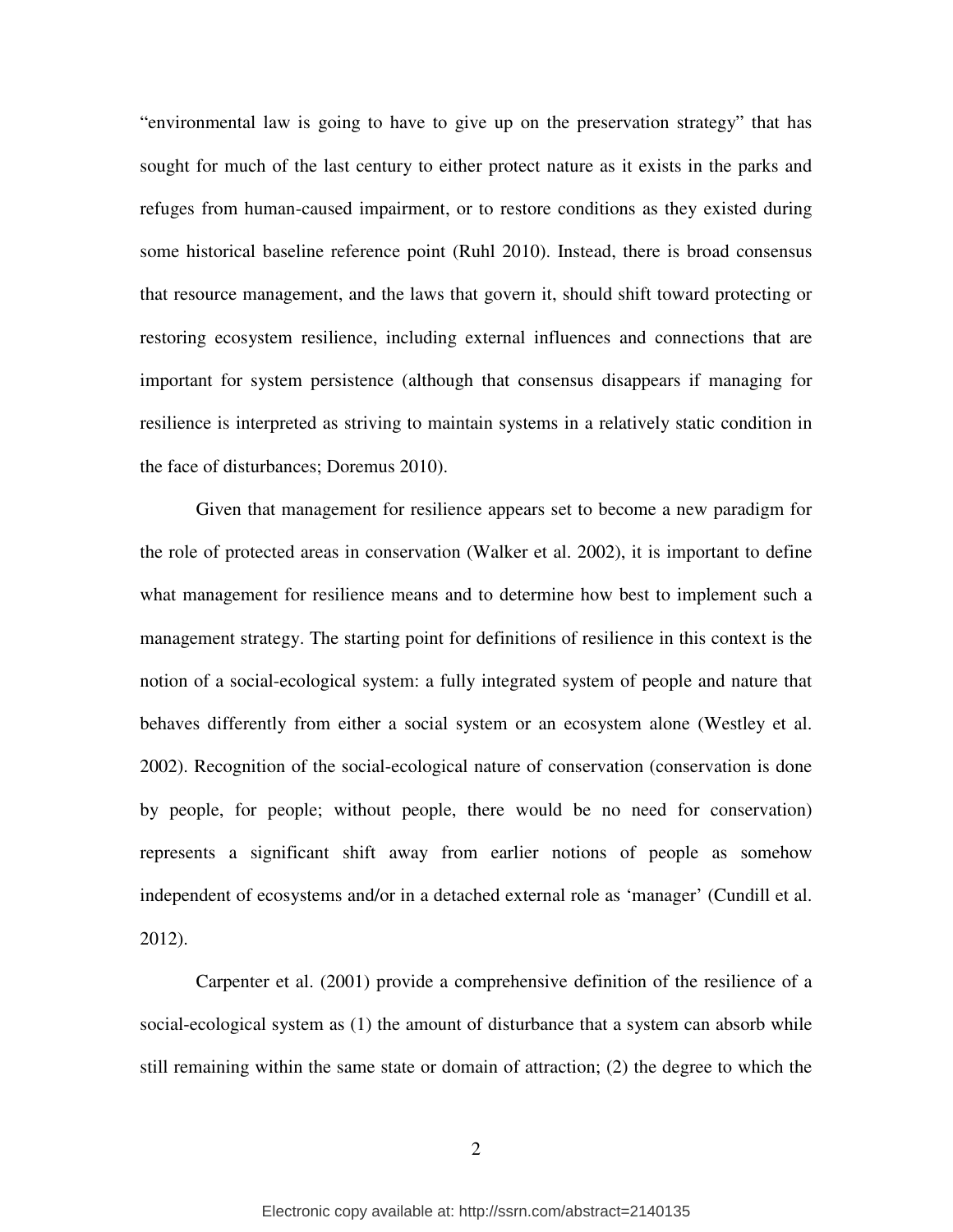"environmental law is going to have to give up on the preservation strategy" that has sought for much of the last century to either protect nature as it exists in the parks and refuges from human-caused impairment, or to restore conditions as they existed during some historical baseline reference point (Ruhl 2010). Instead, there is broad consensus that resource management, and the laws that govern it, should shift toward protecting or restoring ecosystem resilience, including external influences and connections that are important for system persistence (although that consensus disappears if managing for resilience is interpreted as striving to maintain systems in a relatively static condition in the face of disturbances; Doremus 2010).

Given that management for resilience appears set to become a new paradigm for the role of protected areas in conservation (Walker et al. 2002), it is important to define what management for resilience means and to determine how best to implement such a management strategy. The starting point for definitions of resilience in this context is the notion of a social-ecological system: a fully integrated system of people and nature that behaves differently from either a social system or an ecosystem alone (Westley et al. 2002). Recognition of the social-ecological nature of conservation (conservation is done by people, for people; without people, there would be no need for conservation) represents a significant shift away from earlier notions of people as somehow independent of ecosystems and/or in a detached external role as 'manager' (Cundill et al. 2012).

Carpenter et al. (2001) provide a comprehensive definition of the resilience of a social-ecological system as (1) the amount of disturbance that a system can absorb while still remaining within the same state or domain of attraction; (2) the degree to which the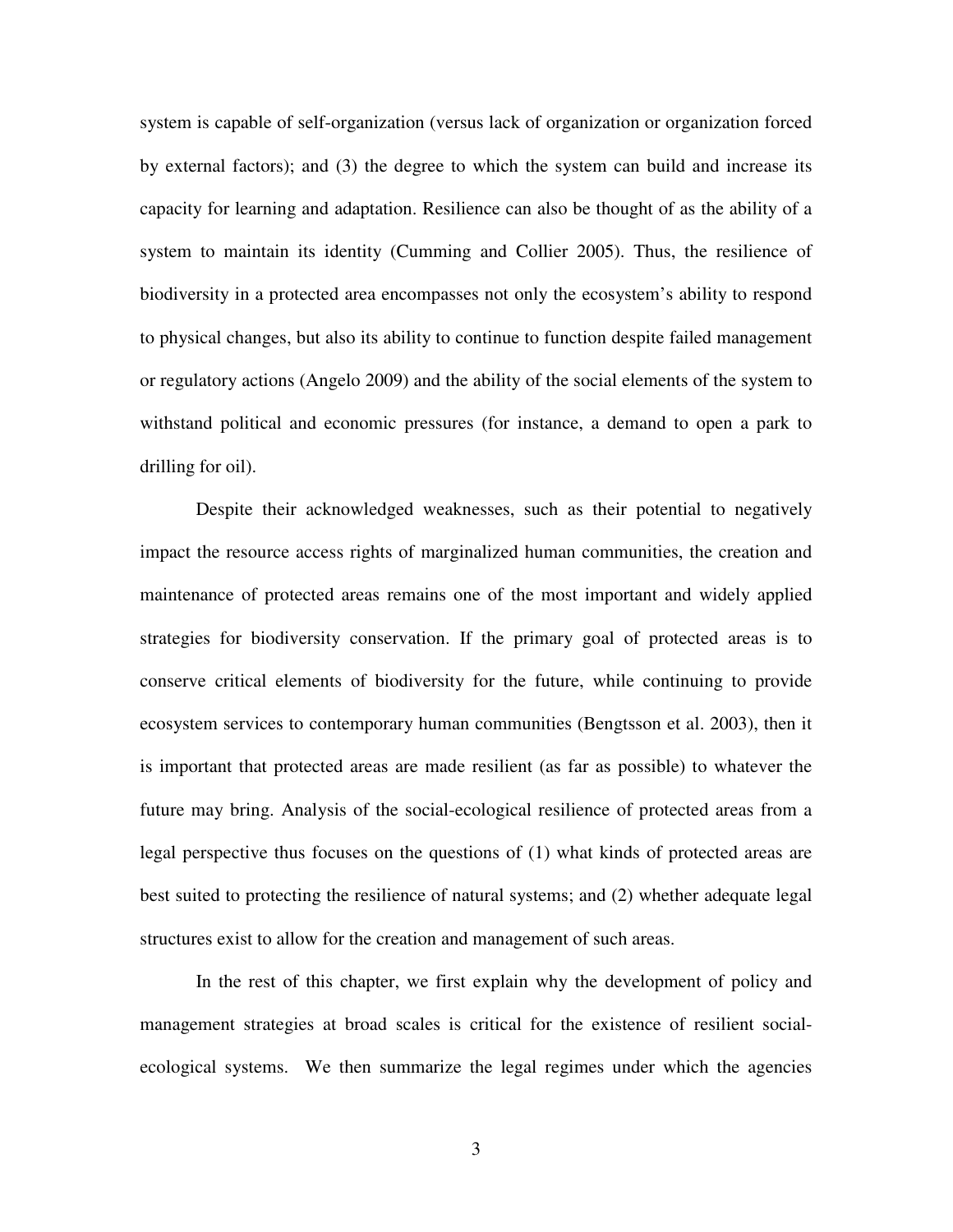system is capable of self-organization (versus lack of organization or organization forced by external factors); and (3) the degree to which the system can build and increase its capacity for learning and adaptation. Resilience can also be thought of as the ability of a system to maintain its identity (Cumming and Collier 2005). Thus, the resilience of biodiversity in a protected area encompasses not only the ecosystem's ability to respond to physical changes, but also its ability to continue to function despite failed management or regulatory actions (Angelo 2009) and the ability of the social elements of the system to withstand political and economic pressures (for instance, a demand to open a park to drilling for oil).

Despite their acknowledged weaknesses, such as their potential to negatively impact the resource access rights of marginalized human communities, the creation and maintenance of protected areas remains one of the most important and widely applied strategies for biodiversity conservation. If the primary goal of protected areas is to conserve critical elements of biodiversity for the future, while continuing to provide ecosystem services to contemporary human communities (Bengtsson et al. 2003), then it is important that protected areas are made resilient (as far as possible) to whatever the future may bring. Analysis of the social-ecological resilience of protected areas from a legal perspective thus focuses on the questions of (1) what kinds of protected areas are best suited to protecting the resilience of natural systems; and (2) whether adequate legal structures exist to allow for the creation and management of such areas.

In the rest of this chapter, we first explain why the development of policy and management strategies at broad scales is critical for the existence of resilient social-ecological systems. We then summarize the legal regimes under which the agencies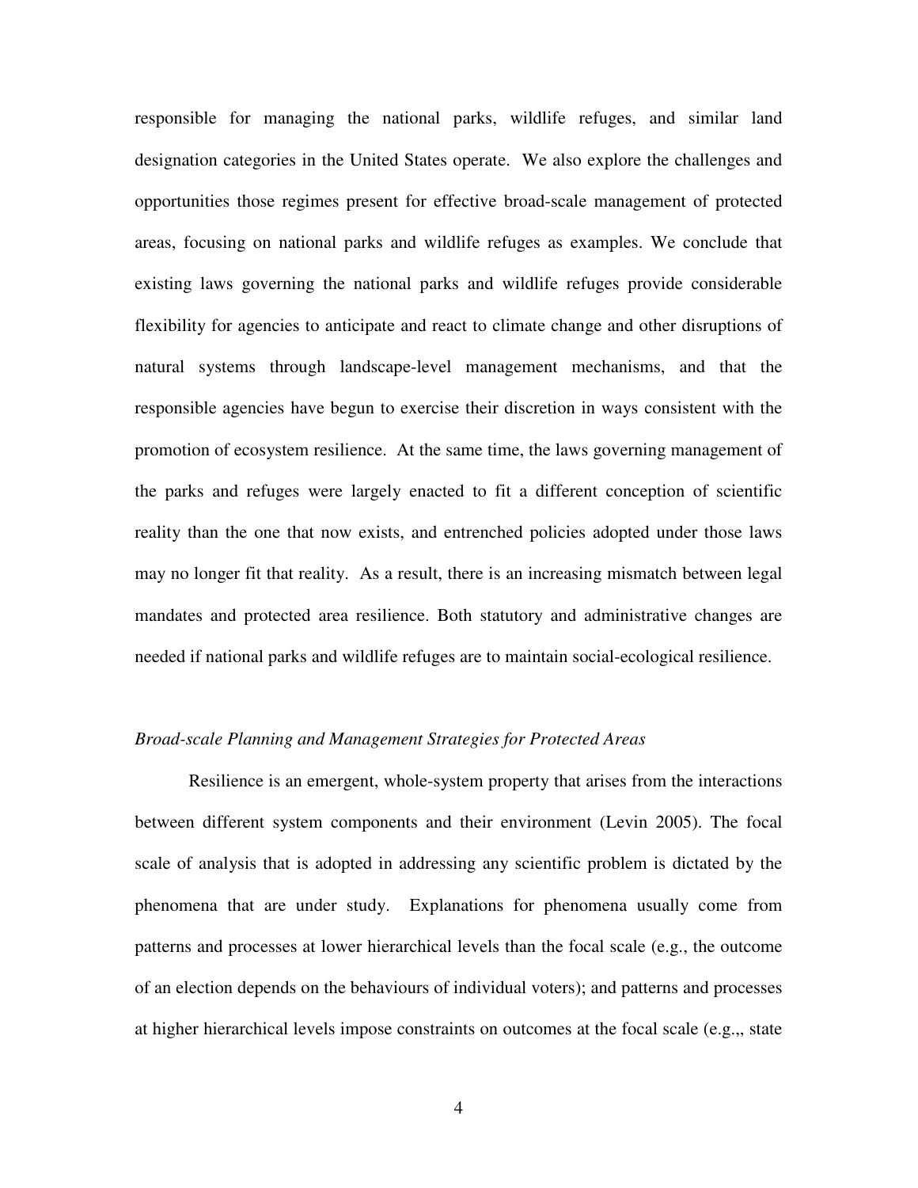responsible for managing the national parks, wildlife refuges, and similar land designation categories in the United States operate. We also explore the challenges and opportunities those regimes present for effective broad-scale management of protected areas, focusing on national parks and wildlife refuges as examples. We conclude that existing laws governing the national parks and wildlife refuges provide considerable flexibility for agencies to anticipate and react to climate change and other disruptions of natural systems through landscape-level management mechanisms, and that the responsible agencies have begun to exercise their discretion in ways consistent with the promotion of ecosystem resilience. At the same time, the laws governing management of the parks and refuges were largely enacted to fit a different conception of scientific reality than the one that now exists, and entrenched policies adopted under those laws may no longer fit that reality. As a result, there is an increasing mismatch between legal mandates and protected area resilience. Both statutory and administrative changes are needed if national parks and wildlife refuges are to maintain social-ecological resilience.

*Broad-scale Planning and Management Strategies for Protected Areas*

Resilience is an emergent, whole-system property that arises from the interactions between different system components and their environment (Levin 2005). The focal scale of analysis that is adopted in addressing any scientific problem is dictated by the phenomena that are under study. Explanations for phenomena usually come from patterns and processes at lower hierarchical levels than the focal scale (e.g., the outcome of an election depends on the behaviours of individual voters); and patterns and processes at higher hierarchical levels impose constraints on outcomes at the focal scale (e.g.,, state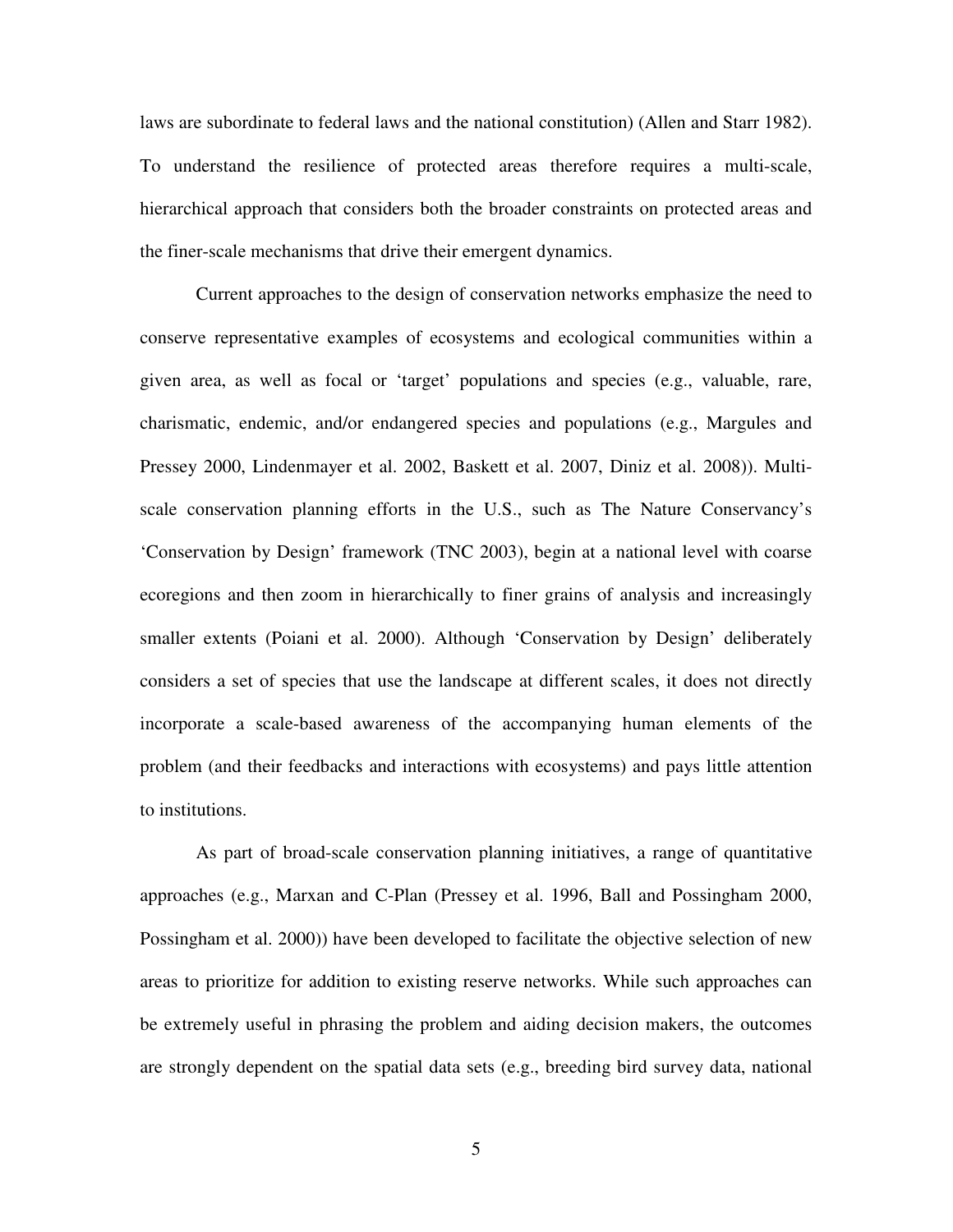laws are subordinate to federal laws and the national constitution) (Allen and Starr 1982). To understand the resilience of protected areas therefore requires a multi-scale, hierarchical approach that considers both the broader constraints on protected areas and the finer-scale mechanisms that drive their emergent dynamics.

Current approaches to the design of conservation networks emphasize the need to conserve representative examples of ecosystems and ecological communities within a given area, as well as focal or 'target' populations and species (e.g., valuable, rare, charismatic, endemic, and/or endangered species and populations (e.g., Margules and Pressey 2000, Lindenmayer et al. 2002, Baskett et al. 2007, Diniz et al. 2008)). Multi-scale conservation planning efforts in the U.S., such as The Nature Conservancy's 'Conservation by Design' framework (TNC 2003), begin at a national level with coarse ecoregions and then zoom in hierarchically to finer grains of analysis and increasingly smaller extents (Poiani et al. 2000). Although 'Conservation by Design' deliberately considers a set of species that use the landscape at different scales, it does not directly incorporate a scale-based awareness of the accompanying human elements of the problem (and their feedbacks and interactions with ecosystems) and pays little attention to institutions.

As part of broad-scale conservation planning initiatives, a range of quantitative approaches (e.g., Marxan and C-Plan (Pressey et al. 1996, Ball and Possingham 2000, Possingham et al. 2000)) have been developed to facilitate the objective selection of new areas to prioritize for addition to existing reserve networks. While such approaches can be extremely useful in phrasing the problem and aiding decision makers, the outcomes are strongly dependent on the spatial data sets (e.g., breeding bird survey data, national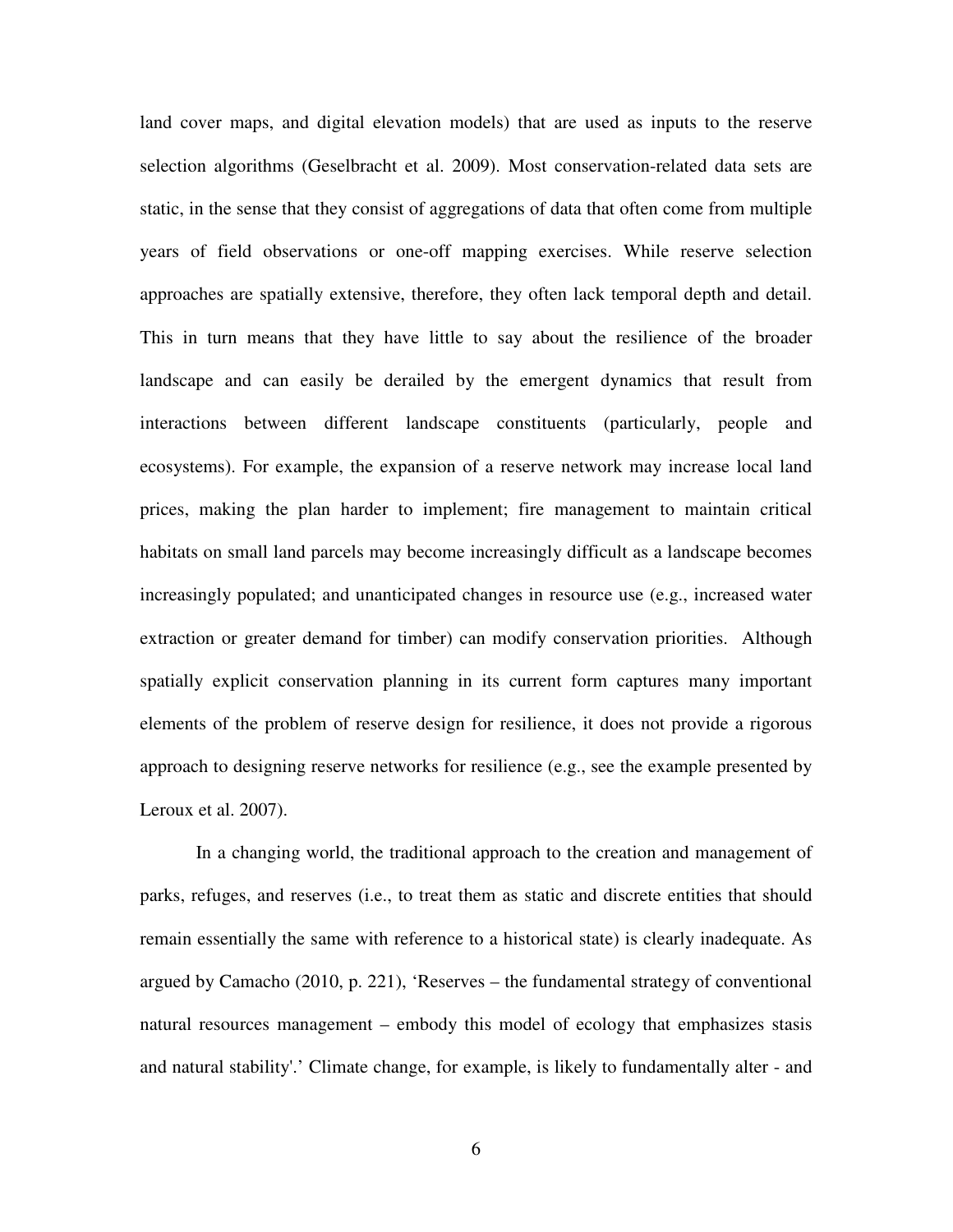land cover maps, and digital elevation models) that are used as inputs to the reserve selection algorithms (Geselbracht et al. 2009). Most conservation-related data sets are static, in the sense that they consist of aggregations of data that often come from multiple years of field observations or one-off mapping exercises. While reserve selection approaches are spatially extensive, therefore, they often lack temporal depth and detail. This in turn means that they have little to say about the resilience of the broader landscape and can easily be derailed by the emergent dynamics that result from interactions between different landscape constituents (particularly, people and ecosystems). For example, the expansion of a reserve network may increase local land prices, making the plan harder to implement; fire management to maintain critical habitats on small land parcels may become increasingly difficult as a landscape becomes increasingly populated; and unanticipated changes in resource use (e.g., increased water extraction or greater demand for timber) can modify conservation priorities. Although spatially explicit conservation planning in its current form captures many important elements of the problem of reserve design for resilience, it does not provide a rigorous approach to designing reserve networks for resilience (e.g., see the example presented by Leroux et al. 2007).

In a changing world, the traditional approach to the creation and management of parks, refuges, and reserves (i.e., to treat them as static and discrete entities that should remain essentially the same with reference to a historical state) is clearly inadequate. As argued by Camacho (2010, p. 221), 'Reserves – the fundamental strategy of conventional natural resources management – embody this model of ecology that emphasizes stasis and natural stability'.' Climate change, for example, is likely to fundamentally alter - and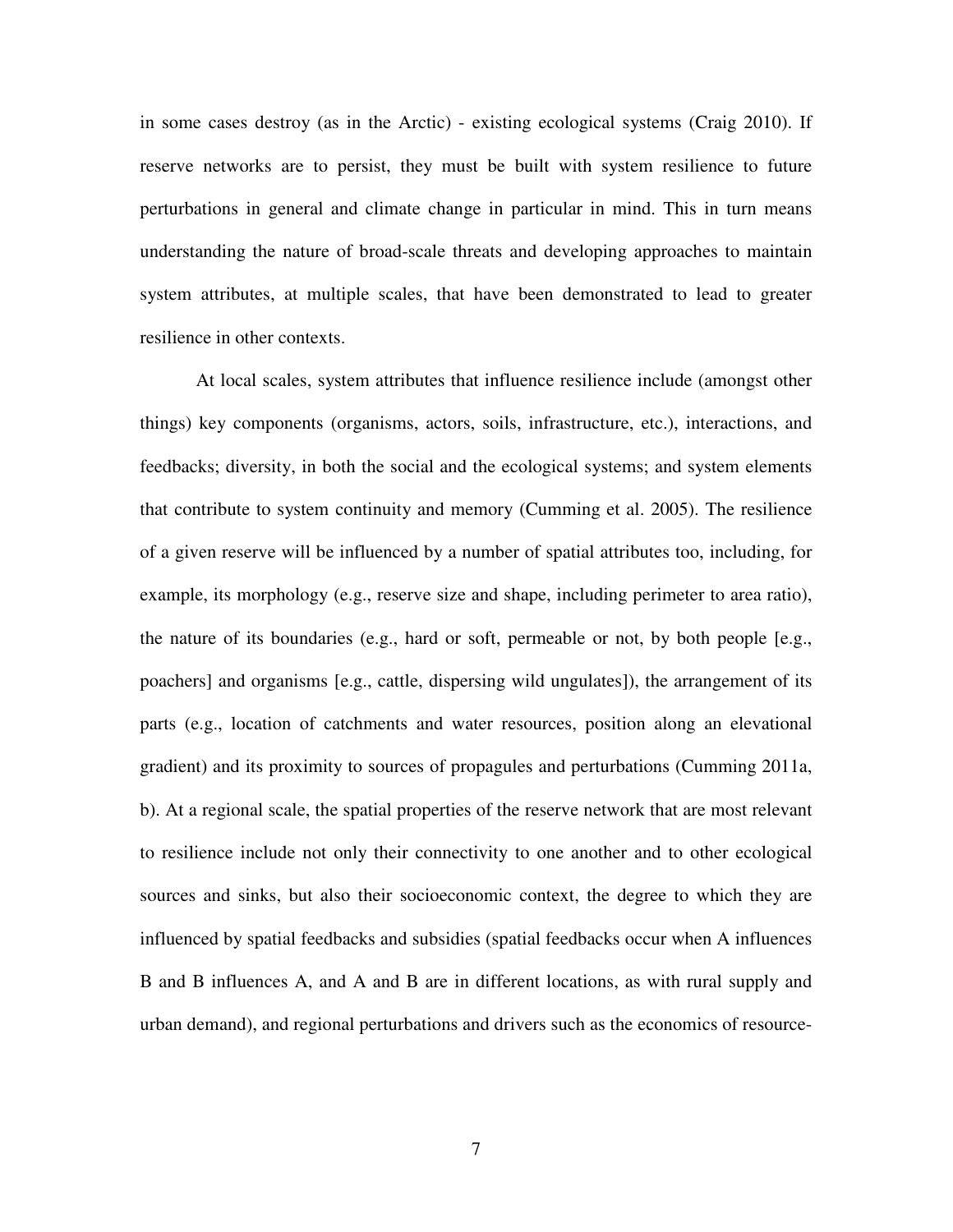in some cases destroy (as in the Arctic) - existing ecological systems (Craig 2010). If reserve networks are to persist, they must be built with system resilience to future perturbations in general and climate change in particular in mind. This in turn means understanding the nature of broad-scale threats and developing approaches to maintain system attributes, at multiple scales, that have been demonstrated to lead to greater resilience in other contexts.

At local scales, system attributes that influence resilience include (amongst other things) key components (organisms, actors, soils, infrastructure, etc.), interactions, and feedbacks; diversity, in both the social and the ecological systems; and system elements that contribute to system continuity and memory (Cumming et al. 2005). The resilience of a given reserve will be influenced by a number of spatial attributes too, including, for example, its morphology (e.g., reserve size and shape, including perimeter to area ratio), the nature of its boundaries (e.g., hard or soft, permeable or not, by both people [e.g., poachers] and organisms [e.g., cattle, dispersing wild ungulates]), the arrangement of its parts (e.g., location of catchments and water resources, position along an elevational gradient) and its proximity to sources of propagules and perturbations (Cumming 2011a, b). At a regional scale, the spatial properties of the reserve network that are most relevant to resilience include not only their connectivity to one another and to other ecological sources and sinks, but also their socioeconomic context, the degree to which they are influenced by spatial feedbacks and subsidies (spatial feedbacks occur when A influences B and B influences A, and A and B are in different locations, as with rural supply and urban demand), and regional perturbations and drivers such as the economics of resource-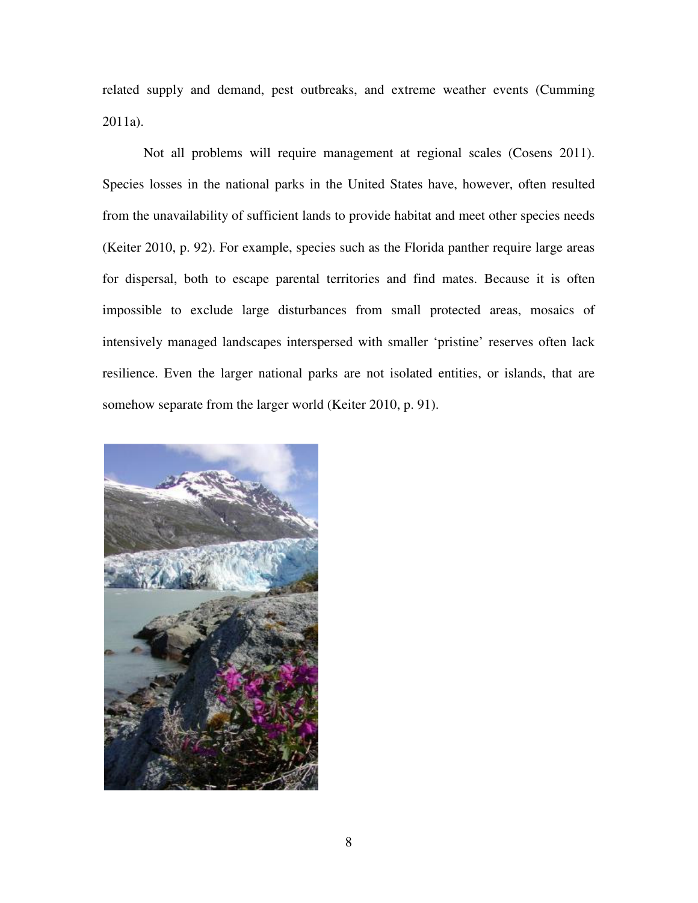related supply and demand, pest outbreaks, and extreme weather events (Cumming 2011a).

Not all problems will require management at regional scales (Cosens 2011). Species losses in the national parks in the United States have, however, often resulted from the unavailability of sufficient lands to provide habitat and meet other species needs (Keiter 2010, p. 92). For example, species such as the Florida panther require large areas for dispersal, both to escape parental territories and find mates. Because it is often impossible to exclude large disturbances from small protected areas, mosaics of intensively managed landscapes interspersed with smaller 'pristine' reserves often lack resilience. Even the larger national parks are not isolated entities, or islands, that are somehow separate from the larger world (Keiter 2010, p. 91).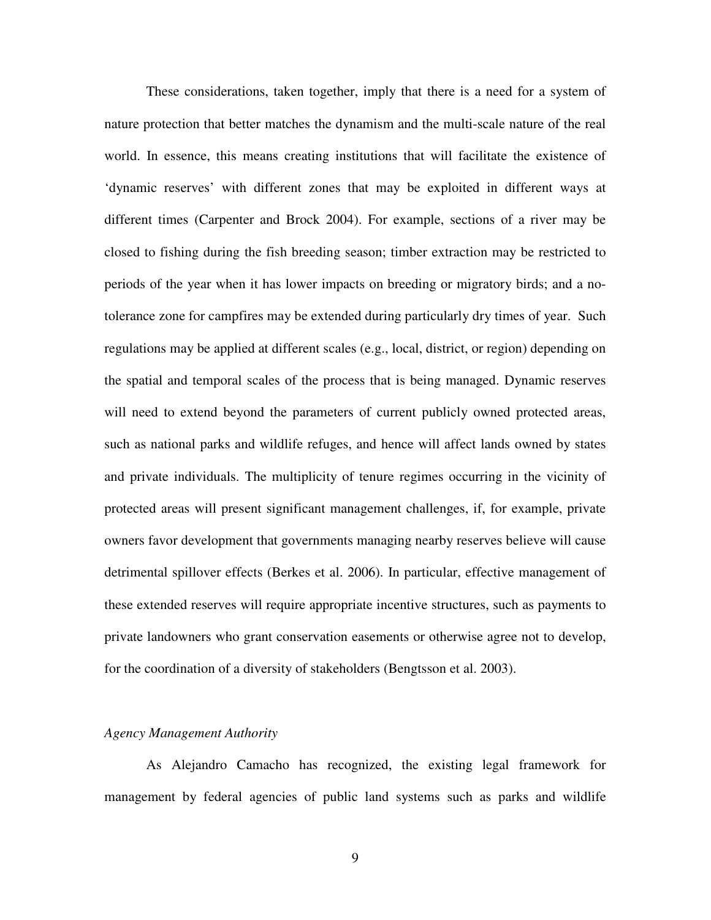These considerations, taken together, imply that there is a need for a system of nature protection that better matches the dynamism and the multi-scale nature of the real world. In essence, this means creating institutions that will facilitate the existence of 'dynamic reserves' with different zones that may be exploited in different ways at different times (Carpenter and Brock 2004). For example, sections of a river may be closed to fishing during the fish breeding season; timber extraction may be restricted to periods of the year when it has lower impacts on breeding or migratory birds; and a no-tolerance zone for campfires may be extended during particularly dry times of year. Such regulations may be applied at different scales (e.g., local, district, or region) depending on the spatial and temporal scales of the process that is being managed. Dynamic reserves will need to extend beyond the parameters of current publicly owned protected areas, such as national parks and wildlife refuges, and hence will affect lands owned by states and private individuals. The multiplicity of tenure regimes occurring in the vicinity of protected areas will present significant management challenges, if, for example, private owners favor development that governments managing nearby reserves believe will cause detrimental spillover effects (Berkes et al. 2006). In particular, effective management of these extended reserves will require appropriate incentive structures, such as payments to private landowners who grant conservation easements or otherwise agree not to develop, for the coordination of a diversity of stakeholders (Bengtsson et al. 2003).

*Agency Management Authority*

As Alejandro Camacho has recognized, the existing legal framework for management by federal agencies of public land systems such as parks and wildlife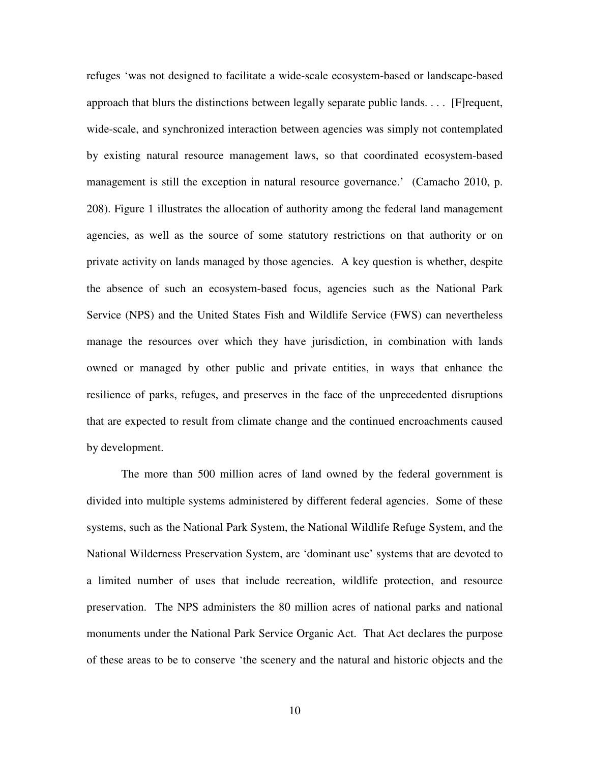refuges 'was not designed to facilitate a wide-scale ecosystem-based or landscape-based approach that blurs the distinctions between legally separate public lands. . . . [F]requent, wide-scale, and synchronized interaction between agencies was simply not contemplated by existing natural resource management laws, so that coordinated ecosystem-based management is still the exception in natural resource governance.' (Camacho 2010, p. 208). Figure 1 illustrates the allocation of authority among the federal land management agencies, as well as the source of some statutory restrictions on that authority or on private activity on lands managed by those agencies. A key question is whether, despite the absence of such an ecosystem-based focus, agencies such as the National Park Service (NPS) and the United States Fish and Wildlife Service (FWS) can nevertheless manage the resources over which they have jurisdiction, in combination with lands owned or managed by other public and private entities, in ways that enhance the resilience of parks, refuges, and preserves in the face of the unprecedented disruptions that are expected to result from climate change and the continued encroachments caused by development.

The more than 500 million acres of land owned by the federal government is divided into multiple systems administered by different federal agencies. Some of these systems, such as the National Park System, the National Wildlife Refuge System, and the National Wilderness Preservation System, are 'dominant use' systems that are devoted to a limited number of uses that include recreation, wildlife protection, and resource preservation. The NPS administers the 80 million acres of national parks and national monuments under the National Park Service Organic Act. That Act declares the purpose of these areas to be to conserve 'the scenery and the natural and historic objects and the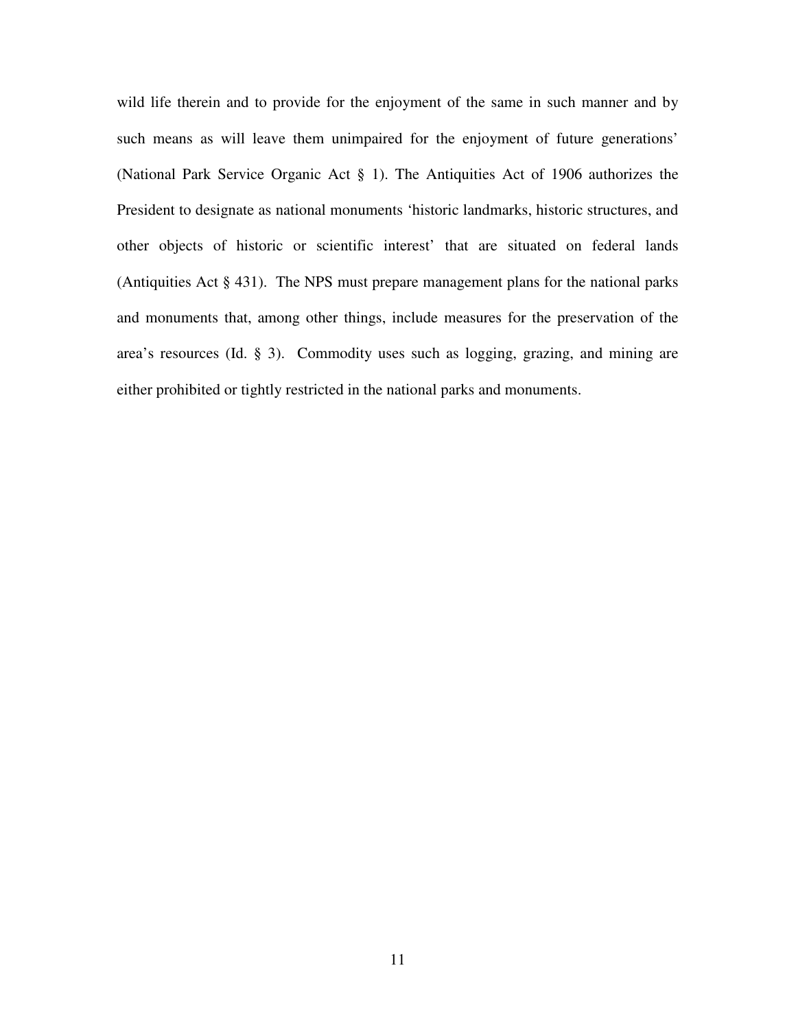wild life therein and to provide for the enjoyment of the same in such manner and by such means as will leave them unimpaired for the enjoyment of future generations' (National Park Service Organic Act § 1). The Antiquities Act of 1906 authorizes the President to designate as national monuments 'historic landmarks, historic structures, and other objects of historic or scientific interest' that are situated on federal lands (Antiquities Act § 431). The NPS must prepare management plans for the national parks and monuments that, among other things, include measures for the preservation of the area's resources (Id. § 3). Commodity uses such as logging, grazing, and mining are either prohibited or tightly restricted in the national parks and monuments.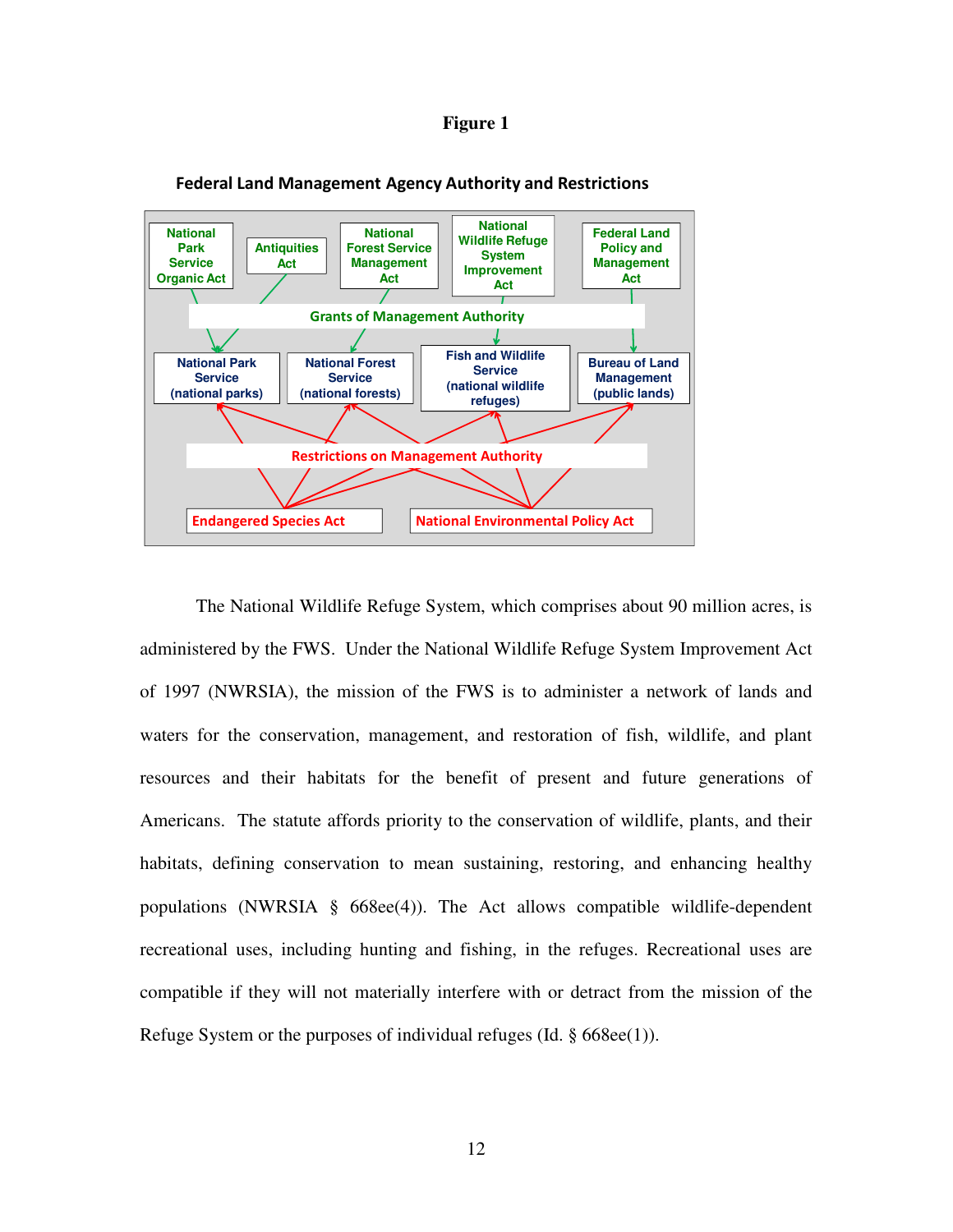**Figure 1**

**Federal Land Management Agency Authority and Restrictions**

National Park Service Organic Act | Antiquities Act | National Forest Service Management Act | National Wildlife Refuge System Improvement Act | Federal Land Policy and Management Act

Grants of Management Authority

National Park Service (national parks) | National Forest Service (national forests) | Fish and Wildlife Service (national wildlife refuges) | Bureau of Land Management (public lands)

Restrictions on Management Authority

Endangered Species Act | National Environmental Policy Act

The National Wildlife Refuge System, which comprises about 90 million acres, is administered by the FWS. Under the National Wildlife Refuge System Improvement Act of 1997 (NWRSIA), the mission of the FWS is to administer a network of lands and waters for the conservation, management, and restoration of fish, wildlife, and plant resources and their habitats for the benefit of present and future generations of Americans. The statute affords priority to the conservation of wildlife, plants, and their habitats, defining conservation to mean sustaining, restoring, and enhancing healthy populations (NWRSIA § 668ee(4)). The Act allows compatible wildlife-dependent recreational uses, including hunting and fishing, in the refuges. Recreational uses are compatible if they will not materially interfere with or detract from the mission of the Refuge System or the purposes of individual refuges (Id. § 668ee(1)).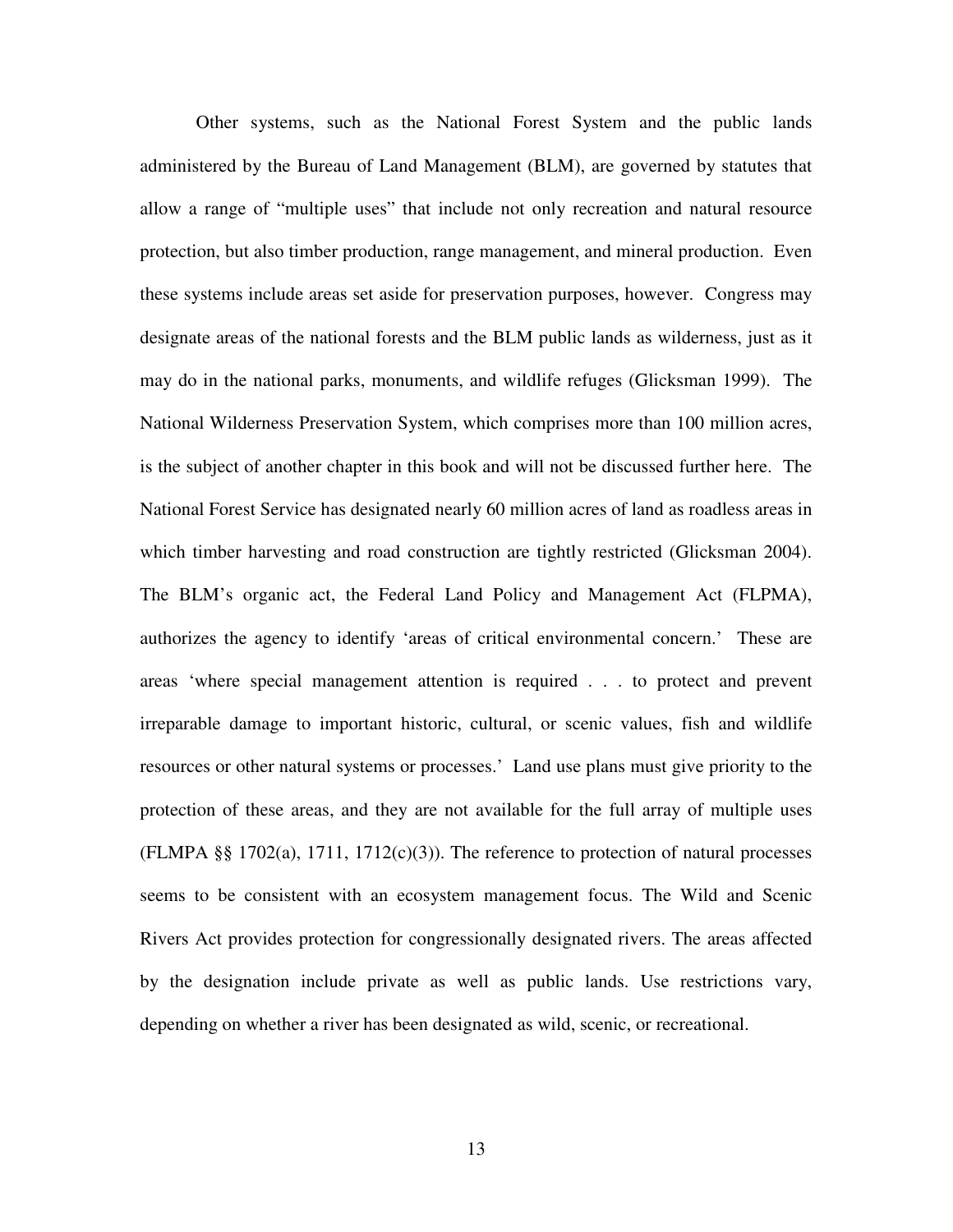Other systems, such as the National Forest System and the public lands administered by the Bureau of Land Management (BLM), are governed by statutes that allow a range of "multiple uses" that include not only recreation and natural resource protection, but also timber production, range management, and mineral production. Even these systems include areas set aside for preservation purposes, however. Congress may designate areas of the national forests and the BLM public lands as wilderness, just as it may do in the national parks, monuments, and wildlife refuges (Glicksman 1999). The National Wilderness Preservation System, which comprises more than 100 million acres, is the subject of another chapter in this book and will not be discussed further here. The National Forest Service has designated nearly 60 million acres of land as roadless areas in which timber harvesting and road construction are tightly restricted (Glicksman 2004). The BLM's organic act, the Federal Land Policy and Management Act (FLPMA), authorizes the agency to identify 'areas of critical environmental concern.' These are areas 'where special management attention is required . . . to protect and prevent irreparable damage to important historic, cultural, or scenic values, fish and wildlife resources or other natural systems or processes.' Land use plans must give priority to the protection of these areas, and they are not available for the full array of multiple uses (FLMPA §§ 1702(a), 1711, 1712(c)(3)). The reference to protection of natural processes seems to be consistent with an ecosystem management focus. The Wild and Scenic Rivers Act provides protection for congressionally designated rivers. The areas affected by the designation include private as well as public lands. Use restrictions vary, depending on whether a river has been designated as wild, scenic, or recreational.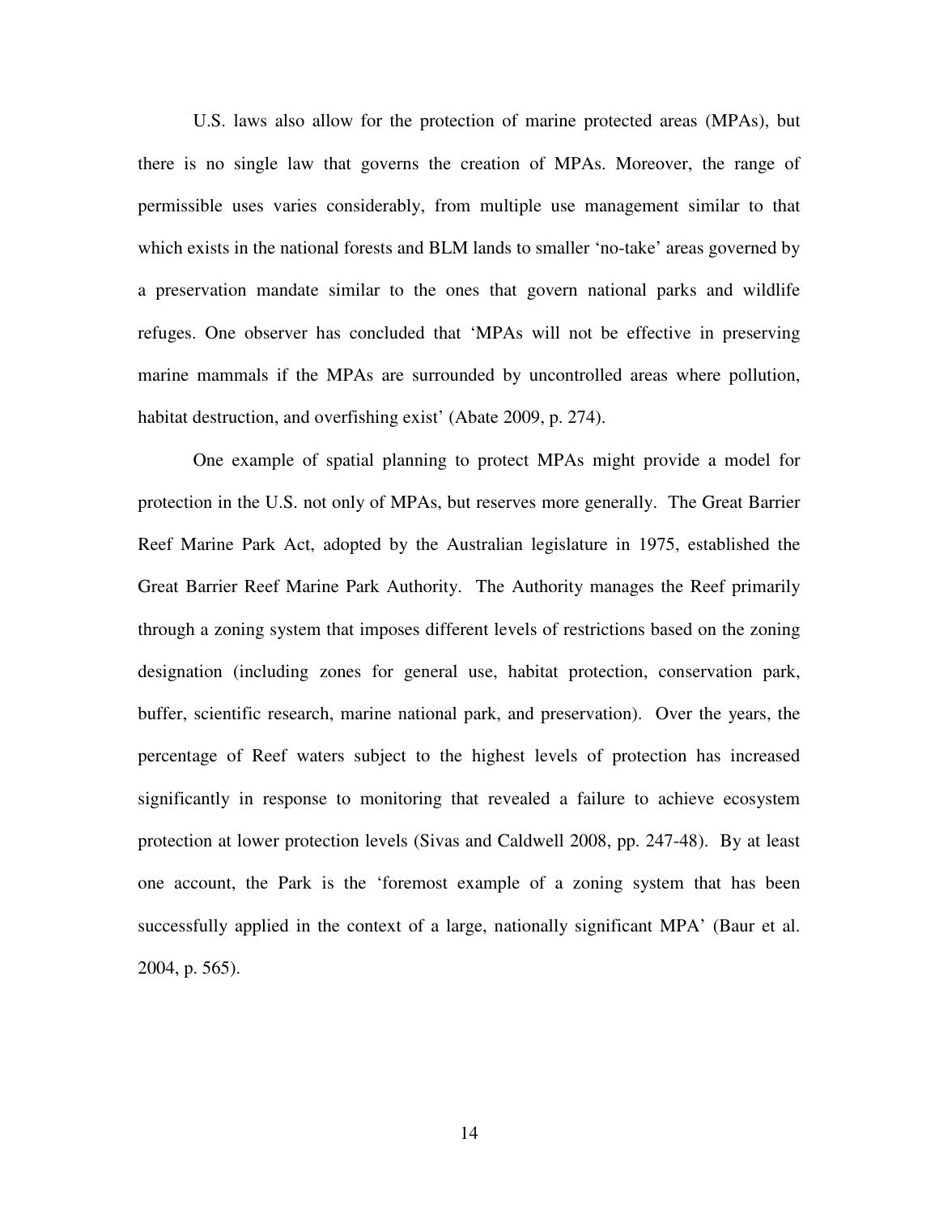U.S. laws also allow for the protection of marine protected areas (MPAs), but there is no single law that governs the creation of MPAs. Moreover, the range of permissible uses varies considerably, from multiple use management similar to that which exists in the national forests and BLM lands to smaller 'no-take' areas governed by a preservation mandate similar to the ones that govern national parks and wildlife refuges. One observer has concluded that 'MPAs will not be effective in preserving marine mammals if the MPAs are surrounded by uncontrolled areas where pollution, habitat destruction, and overfishing exist' (Abate 2009, p. 274).

One example of spatial planning to protect MPAs might provide a model for protection in the U.S. not only of MPAs, but reserves more generally. The Great Barrier Reef Marine Park Act, adopted by the Australian legislature in 1975, established the Great Barrier Reef Marine Park Authority. The Authority manages the Reef primarily through a zoning system that imposes different levels of restrictions based on the zoning designation (including zones for general use, habitat protection, conservation park, buffer, scientific research, marine national park, and preservation). Over the years, the percentage of Reef waters subject to the highest levels of protection has increased significantly in response to monitoring that revealed a failure to achieve ecosystem protection at lower protection levels (Sivas and Caldwell 2008, pp. 247-48). By at least one account, the Park is the 'foremost example of a zoning system that has been successfully applied in the context of a large, nationally significant MPA' (Baur et al. 2004, p. 565).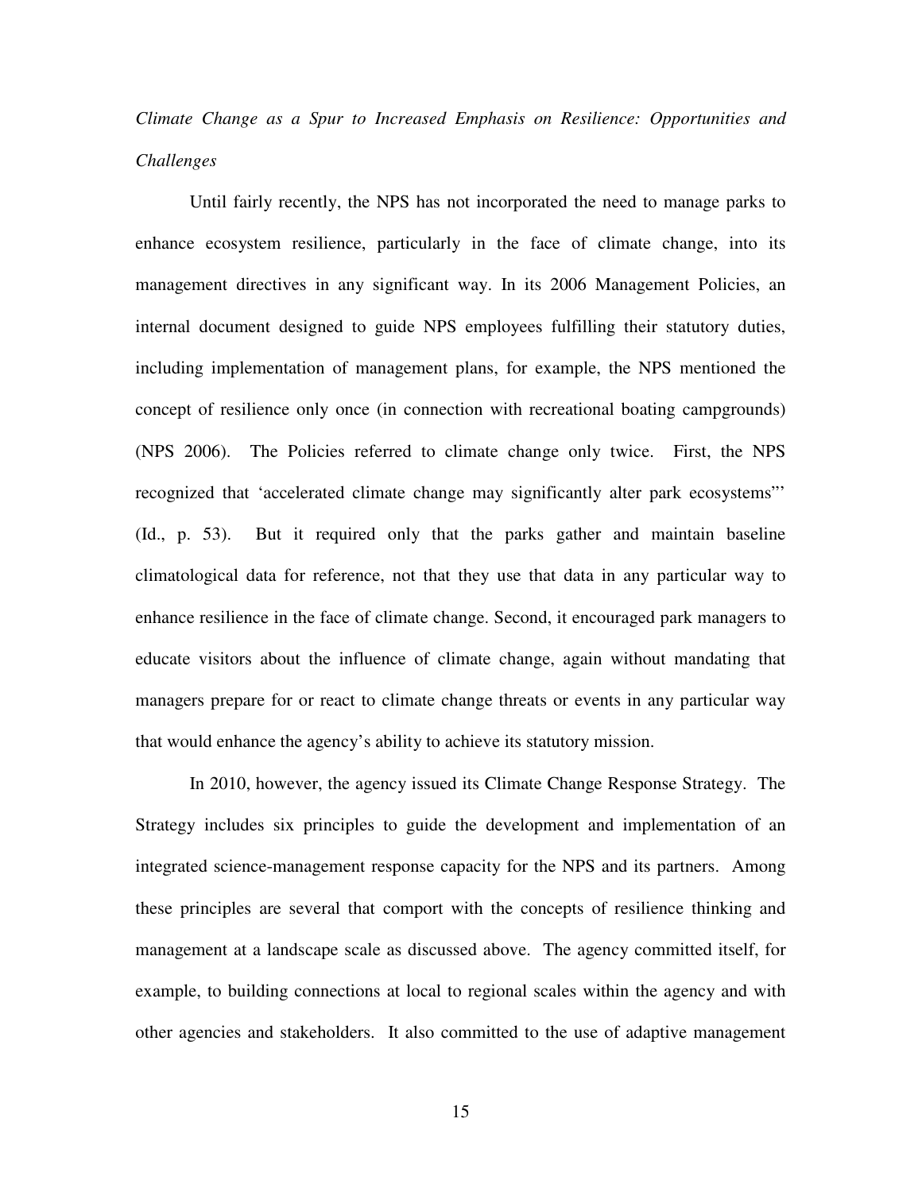*Climate Change as a Spur to Increased Emphasis on Resilience: Opportunities and Challenges*

Until fairly recently, the NPS has not incorporated the need to manage parks to enhance ecosystem resilience, particularly in the face of climate change, into its management directives in any significant way. In its 2006 Management Policies, an internal document designed to guide NPS employees fulfilling their statutory duties, including implementation of management plans, for example, the NPS mentioned the concept of resilience only once (in connection with recreational boating campgrounds) (NPS 2006). The Policies referred to climate change only twice. First, the NPS recognized that 'accelerated climate change may significantly alter park ecosystems"' (Id., p. 53). But it required only that the parks gather and maintain baseline climatological data for reference, not that they use that data in any particular way to enhance resilience in the face of climate change. Second, it encouraged park managers to educate visitors about the influence of climate change, again without mandating that managers prepare for or react to climate change threats or events in any particular way that would enhance the agency's ability to achieve its statutory mission.

In 2010, however, the agency issued its Climate Change Response Strategy. The Strategy includes six principles to guide the development and implementation of an integrated science-management response capacity for the NPS and its partners. Among these principles are several that comport with the concepts of resilience thinking and management at a landscape scale as discussed above. The agency committed itself, for example, to building connections at local to regional scales within the agency and with other agencies and stakeholders. It also committed to the use of adaptive management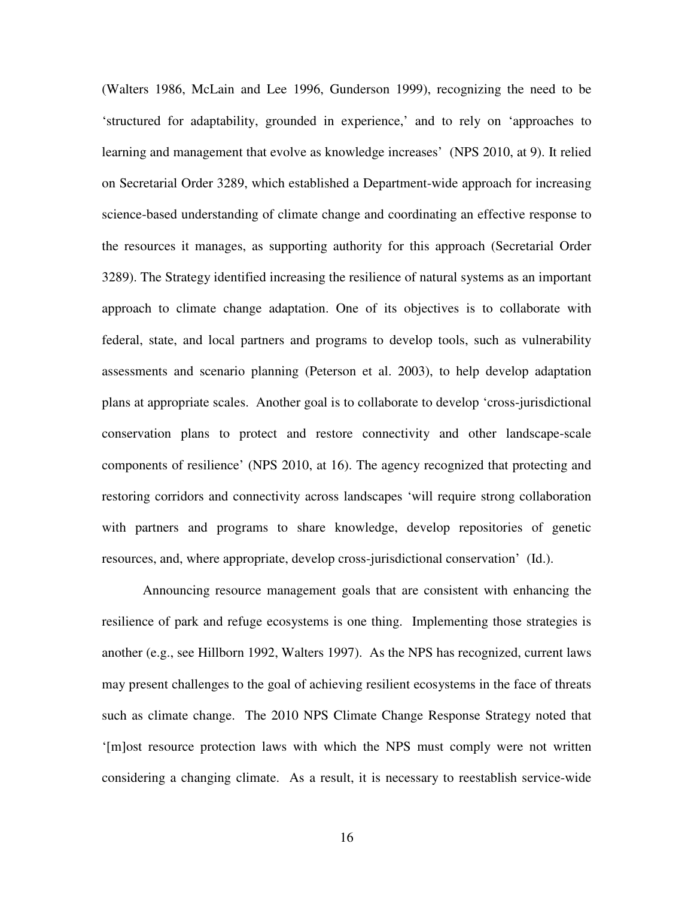(Walters 1986, McLain and Lee 1996, Gunderson 1999), recognizing the need to be 'structured for adaptability, grounded in experience,' and to rely on 'approaches to learning and management that evolve as knowledge increases' (NPS 2010, at 9). It relied on Secretarial Order 3289, which established a Department-wide approach for increasing science-based understanding of climate change and coordinating an effective response to the resources it manages, as supporting authority for this approach (Secretarial Order 3289). The Strategy identified increasing the resilience of natural systems as an important approach to climate change adaptation. One of its objectives is to collaborate with federal, state, and local partners and programs to develop tools, such as vulnerability assessments and scenario planning (Peterson et al. 2003), to help develop adaptation plans at appropriate scales. Another goal is to collaborate to develop 'cross-jurisdictional conservation plans to protect and restore connectivity and other landscape-scale components of resilience' (NPS 2010, at 16). The agency recognized that protecting and restoring corridors and connectivity across landscapes 'will require strong collaboration with partners and programs to share knowledge, develop repositories of genetic resources, and, where appropriate, develop cross-jurisdictional conservation' (Id.).

Announcing resource management goals that are consistent with enhancing the resilience of park and refuge ecosystems is one thing. Implementing those strategies is another (e.g., see Hilborn 1992, Walters 1997). As the NPS has recognized, current laws may present challenges to the goal of achieving resilient ecosystems in the face of threats such as climate change. The 2010 NPS Climate Change Response Strategy noted that '[m]ost resource protection laws with which the NPS must comply were not written considering a changing climate. As a result, it is necessary to reestablish service-wide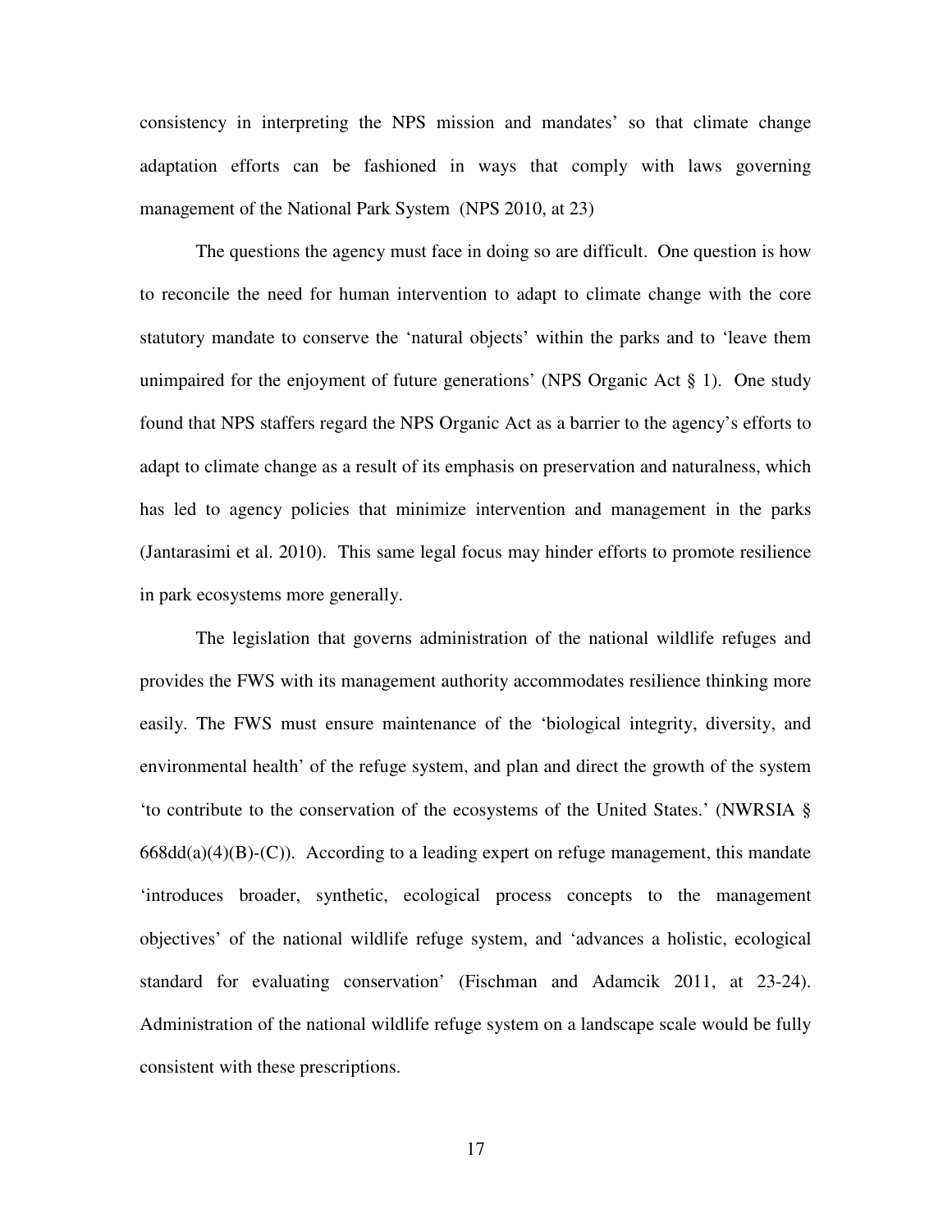consistency in interpreting the NPS mission and mandates' so that climate change adaptation efforts can be fashioned in ways that comply with laws governing management of the National Park System (NPS 2010, at 23)

The questions the agency must face in doing so are difficult. One question is how to reconcile the need for human intervention to adapt to climate change with the core statutory mandate to conserve the 'natural objects' within the parks and to 'leave them unimpaired for the enjoyment of future generations' (NPS Organic Act § 1). One study found that NPS staffers regard the NPS Organic Act as a barrier to the agency's efforts to adapt to climate change as a result of its emphasis on preservation and naturalness, which has led to agency policies that minimize intervention and management in the parks (Jantarasimi et al. 2010). This same legal focus may hinder efforts to promote resilience in park ecosystems more generally.

The legislation that governs administration of the national wildlife refuges and provides the FWS with its management authority accommodates resilience thinking more easily. The FWS must ensure maintenance of the 'biological integrity, diversity, and environmental health' of the refuge system, and plan and direct the growth of the system 'to contribute to the conservation of the ecosystems of the United States.' (NWRSIA § 668dd(a)(4)(B)-(C)). According to a leading expert on refuge management, this mandate 'introduces broader, synthetic, ecological process concepts to the management objectives' of the national wildlife refuge system, and 'advances a holistic, ecological standard for evaluating conservation' (Fischman and Adamcik 2011, at 23-24). Administration of the national wildlife refuge system on a landscape scale would be fully consistent with these prescriptions.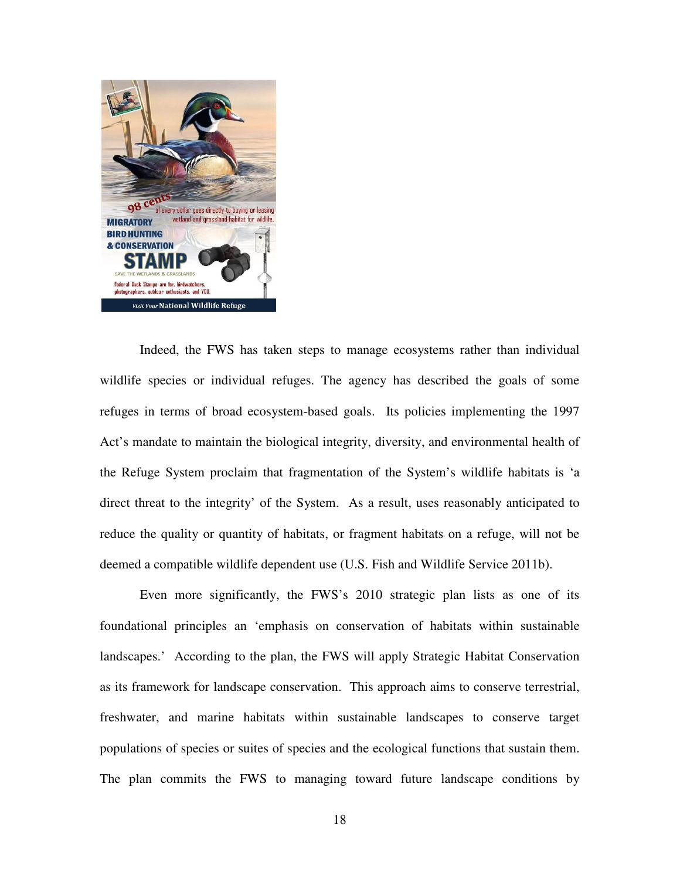Indeed, the FWS has taken steps to manage ecosystems rather than individual wildlife species or individual refuges. The agency has described the goals of some refuges in terms of broad ecosystem-based goals. Its policies implementing the 1997 Act's mandate to maintain the biological integrity, diversity, and environmental health of the Refuge System proclaim that fragmentation of the System's wildlife habitats is 'a direct threat to the integrity' of the System. As a result, uses reasonably anticipated to reduce the quality or quantity of habitats, or fragment habitats on a refuge, will not be deemed a compatible wildlife dependent use (U.S. Fish and Wildlife Service 2011b).

Even more significantly, the FWS's 2010 strategic plan lists as one of its foundational principles an 'emphasis on conservation of habitats within sustainable landscapes.' According to the plan, the FWS will apply Strategic Habitat Conservation as its framework for landscape conservation. This approach aims to conserve terrestrial, freshwater, and marine habitats within sustainable landscapes to conserve target populations of species or suites of species and the ecological functions that sustain them. The plan commits the FWS to managing toward future landscape conditions by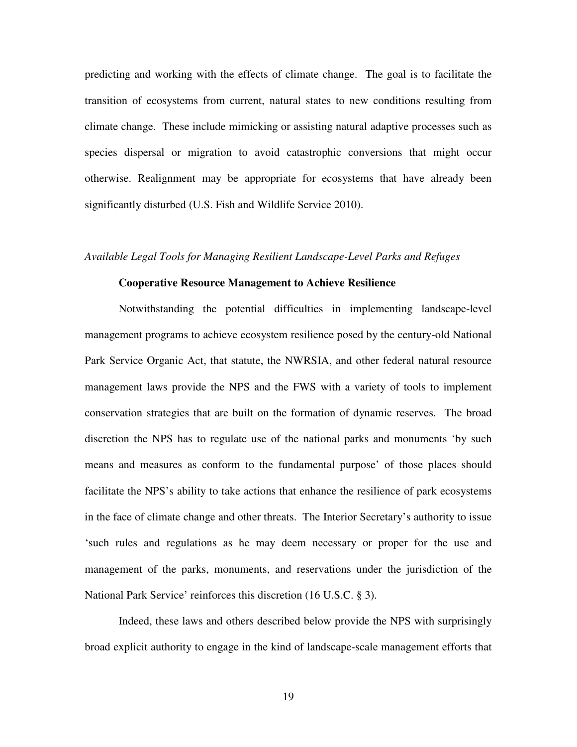predicting and working with the effects of climate change. The goal is to facilitate the transition of ecosystems from current, natural states to new conditions resulting from climate change. These include mimicking or assisting natural adaptive processes such as species dispersal or migration to avoid catastrophic conversions that might occur otherwise. Realignment may be appropriate for ecosystems that have already been significantly disturbed (U.S. Fish and Wildlife Service 2010).

*Available Legal Tools for Managing Resilient Landscape-Level Parks and Refuges*

**Cooperative Resource Management to Achieve Resilience**

Notwithstanding the potential difficulties in implementing landscape-level management programs to achieve ecosystem resilience posed by the century-old National Park Service Organic Act, that statute, the NWRSIA, and other federal natural resource management laws provide the NPS and the FWS with a variety of tools to implement conservation strategies that are built on the formation of dynamic reserves. The broad discretion the NPS has to regulate use of the national parks and monuments 'by such means and measures as conform to the fundamental purpose' of those places should facilitate the NPS's ability to take actions that enhance the resilience of park ecosystems in the face of climate change and other threats. The Interior Secretary's authority to issue 'such rules and regulations as he may deem necessary or proper for the use and management of the parks, monuments, and reservations under the jurisdiction of the National Park Service' reinforces this discretion (16 U.S.C. § 3).

Indeed, these laws and others described below provide the NPS with surprisingly broad explicit authority to engage in the kind of landscape-scale management efforts that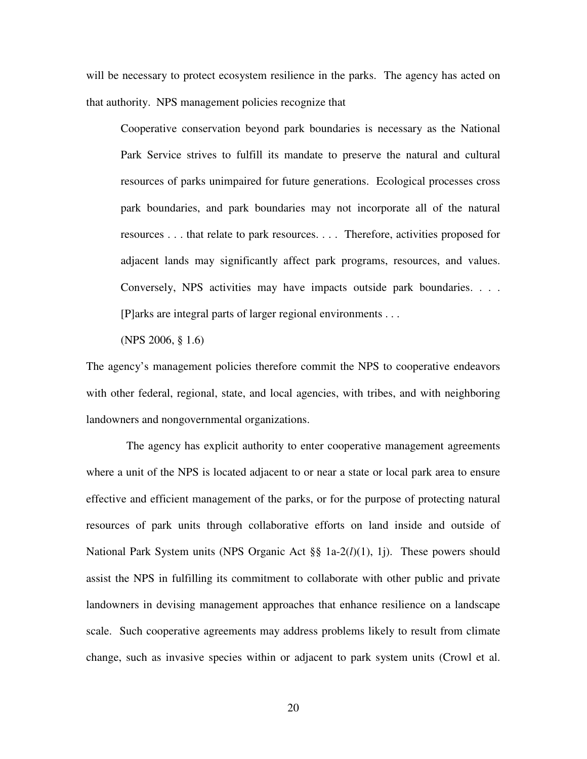will be necessary to protect ecosystem resilience in the parks. The agency has acted on that authority. NPS management policies recognize that

> Cooperative conservation beyond park boundaries is necessary as the National Park Service strives to fulfill its mandate to preserve the natural and cultural resources of parks unimpaired for future generations. Ecological processes cross park boundaries, and park boundaries may not incorporate all of the natural resources . . . that relate to park resources. . . . Therefore, activities proposed for adjacent lands may significantly affect park programs, resources, and values. Conversely, NPS activities may have impacts outside park boundaries. . . . [P]arks are integral parts of larger regional environments . . .
>
> (NPS 2006, § 1.6)

The agency's management policies therefore commit the NPS to cooperative endeavors with other federal, regional, state, and local agencies, with tribes, and with neighboring landowners and nongovernmental organizations.

The agency has explicit authority to enter cooperative management agreements where a unit of the NPS is located adjacent to or near a state or local park area to ensure effective and efficient management of the parks, or for the purpose of protecting natural resources of park units through collaborative efforts on land inside and outside of National Park System units (NPS Organic Act §§ 1a-2(*l*)(1), 1j). These powers should assist the NPS in fulfilling its commitment to collaborate with other public and private landowners in devising management approaches that enhance resilience on a landscape scale. Such cooperative agreements may address problems likely to result from climate change, such as invasive species within or adjacent to park system units (Crowl et al.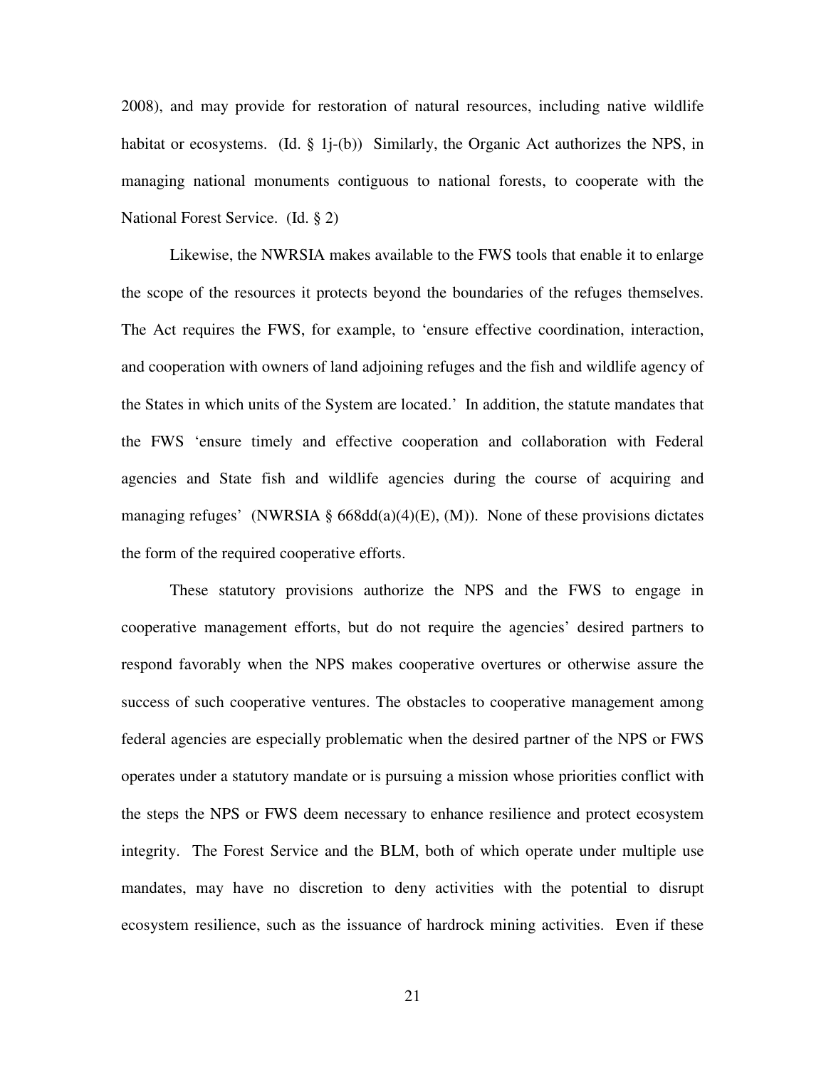2008), and may provide for restoration of natural resources, including native wildlife habitat or ecosystems. (Id. § 1j-(b)) Similarly, the Organic Act authorizes the NPS, in managing national monuments contiguous to national forests, to cooperate with the National Forest Service. (Id. § 2)

Likewise, the NWRSIA makes available to the FWS tools that enable it to enlarge the scope of the resources it protects beyond the boundaries of the refuges themselves. The Act requires the FWS, for example, to 'ensure effective coordination, interaction, and cooperation with owners of land adjoining refuges and the fish and wildlife agency of the States in which units of the System are located.' In addition, the statute mandates that the FWS 'ensure timely and effective cooperation and collaboration with Federal agencies and State fish and wildlife agencies during the course of acquiring and managing refuges' (NWRSIA § 668dd(a)(4)(E), (M)). None of these provisions dictates the form of the required cooperative efforts.

These statutory provisions authorize the NPS and the FWS to engage in cooperative management efforts, but do not require the agencies' desired partners to respond favorably when the NPS makes cooperative overtures or otherwise assure the success of such cooperative ventures. The obstacles to cooperative management among federal agencies are especially problematic when the desired partner of the NPS or FWS operates under a statutory mandate or is pursuing a mission whose priorities conflict with the steps the NPS or FWS deem necessary to enhance resilience and protect ecosystem integrity. The Forest Service and the BLM, both of which operate under multiple use mandates, may have no discretion to deny activities with the potential to disrupt ecosystem resilience, such as the issuance of hardrock mining activities. Even if these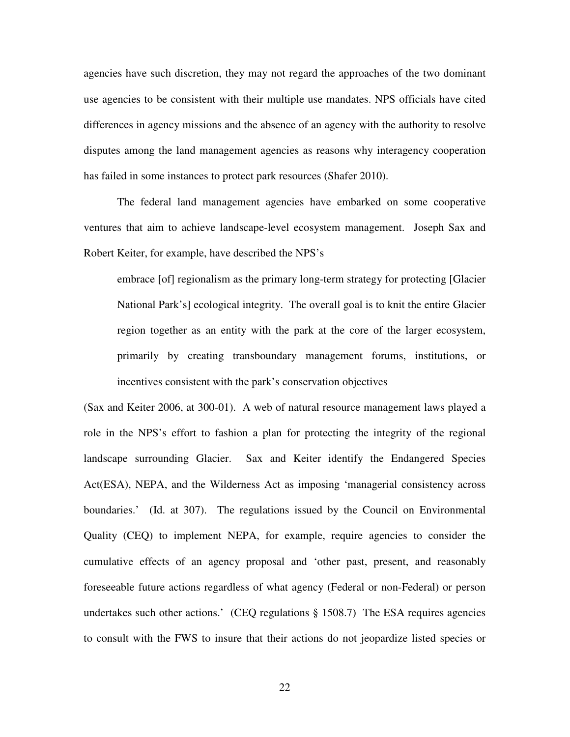agencies have such discretion, they may not regard the approaches of the two dominant use agencies to be consistent with their multiple use mandates. NPS officials have cited differences in agency missions and the absence of an agency with the authority to resolve disputes among the land management agencies as reasons why interagency cooperation has failed in some instances to protect park resources (Shafer 2010).

The federal land management agencies have embarked on some cooperative ventures that aim to achieve landscape-level ecosystem management. Joseph Sax and Robert Keiter, for example, have described the NPS's

> embrace [of] regionalism as the primary long-term strategy for protecting [Glacier National Park's] ecological integrity. The overall goal is to knit the entire Glacier region together as an entity with the park at the core of the larger ecosystem, primarily by creating transboundary management forums, institutions, or incentives consistent with the park's conservation objectives

(Sax and Keiter 2006, at 300-01). A web of natural resource management laws played a role in the NPS's effort to fashion a plan for protecting the integrity of the regional landscape surrounding Glacier. Sax and Keiter identify the Endangered Species Act(ESA), NEPA, and the Wilderness Act as imposing 'managerial consistency across boundaries.' (Id. at 307). The regulations issued by the Council on Environmental Quality (CEQ) to implement NEPA, for example, require agencies to consider the cumulative effects of an agency proposal and 'other past, present, and reasonably foreseeable future actions regardless of what agency (Federal or non-Federal) or person undertakes such other actions.' (CEQ regulations § 1508.7) The ESA requires agencies to consult with the FWS to insure that their actions do not jeopardize listed species or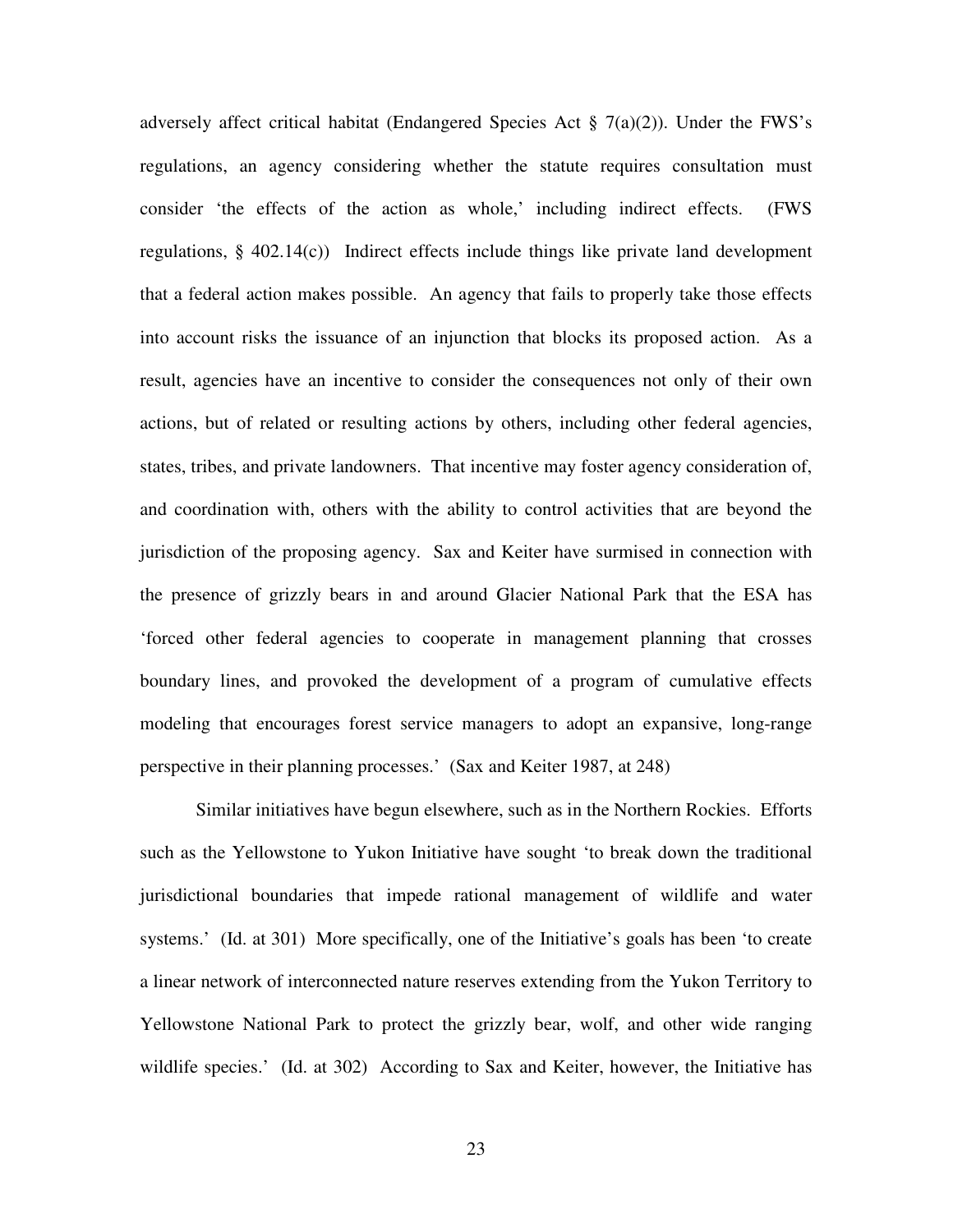adversely affect critical habitat (Endangered Species Act § 7(a)(2)). Under the FWS's regulations, an agency considering whether the statute requires consultation must consider 'the effects of the action as whole,' including indirect effects. (FWS regulations, § 402.14(c)) Indirect effects include things like private land development that a federal action makes possible. An agency that fails to properly take those effects into account risks the issuance of an injunction that blocks its proposed action. As a result, agencies have an incentive to consider the consequences not only of their own actions, but of related or resulting actions by others, including other federal agencies, states, tribes, and private landowners. That incentive may foster agency consideration of, and coordination with, others with the ability to control activities that are beyond the jurisdiction of the proposing agency. Sax and Keiter have surmised in connection with the presence of grizzly bears in and around Glacier National Park that the ESA has 'forced other federal agencies to cooperate in management planning that crosses boundary lines, and provoked the development of a program of cumulative effects modeling that encourages forest service managers to adopt an expansive, long-range perspective in their planning processes.' (Sax and Keiter 1987, at 248)

Similar initiatives have begun elsewhere, such as in the Northern Rockies. Efforts such as the Yellowstone to Yukon Initiative have sought 'to break down the traditional jurisdictional boundaries that impede rational management of wildlife and water systems.' (Id. at 301) More specifically, one of the Initiative's goals has been 'to create a linear network of interconnected nature reserves extending from the Yukon Territory to Yellowstone National Park to protect the grizzly bear, wolf, and other wide ranging wildlife species.' (Id. at 302) According to Sax and Keiter, however, the Initiative has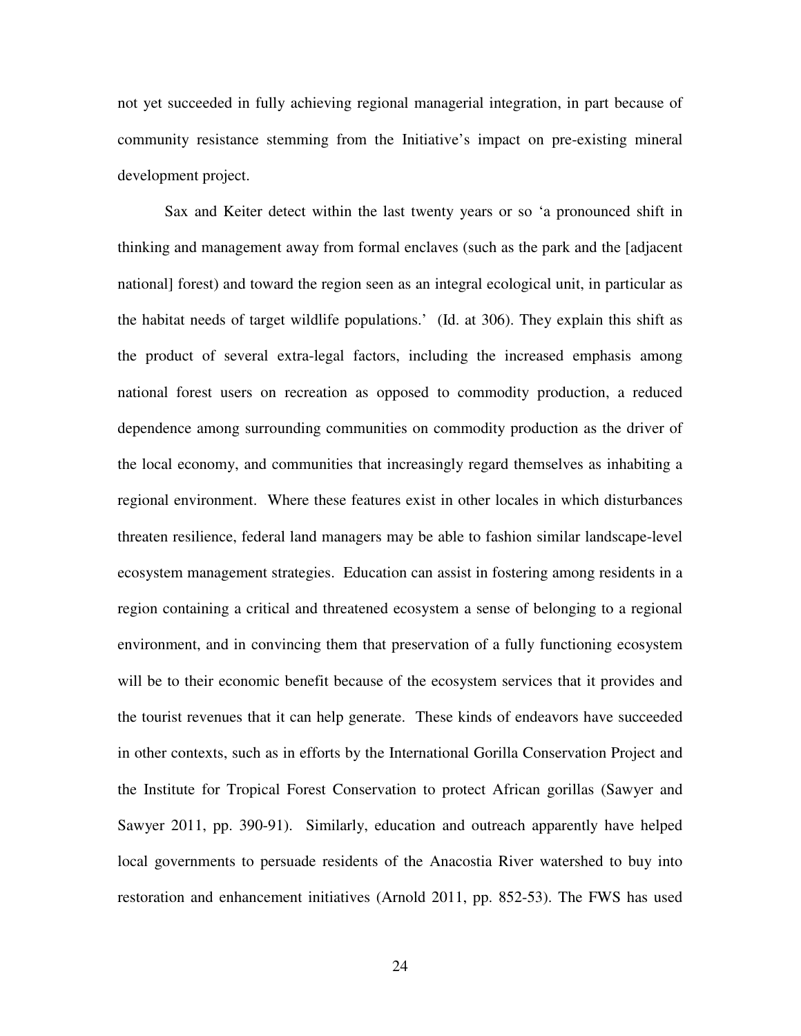not yet succeeded in fully achieving regional managerial integration, in part because of community resistance stemming from the Initiative's impact on pre-existing mineral development project.

Sax and Keiter detect within the last twenty years or so 'a pronounced shift in thinking and management away from formal enclaves (such as the park and the [adjacent national] forest) and toward the region seen as an integral ecological unit, in particular as the habitat needs of target wildlife populations.' (Id. at 306). They explain this shift as the product of several extra-legal factors, including the increased emphasis among national forest users on recreation as opposed to commodity production, a reduced dependence among surrounding communities on commodity production as the driver of the local economy, and communities that increasingly regard themselves as inhabiting a regional environment. Where these features exist in other locales in which disturbances threaten resilience, federal land managers may be able to fashion similar landscape-level ecosystem management strategies. Education can assist in fostering among residents in a region containing a critical and threatened ecosystem a sense of belonging to a regional environment, and in convincing them that preservation of a fully functioning ecosystem will be to their economic benefit because of the ecosystem services that it provides and the tourist revenues that it can help generate. These kinds of endeavors have succeeded in other contexts, such as in efforts by the International Gorilla Conservation Project and the Institute for Tropical Forest Conservation to protect African gorillas (Sawyer and Sawyer 2011, pp. 390-91). Similarly, education and outreach apparently have helped local governments to persuade residents of the Anacostia River watershed to buy into restoration and enhancement initiatives (Arnold 2011, pp. 852-53). The FWS has used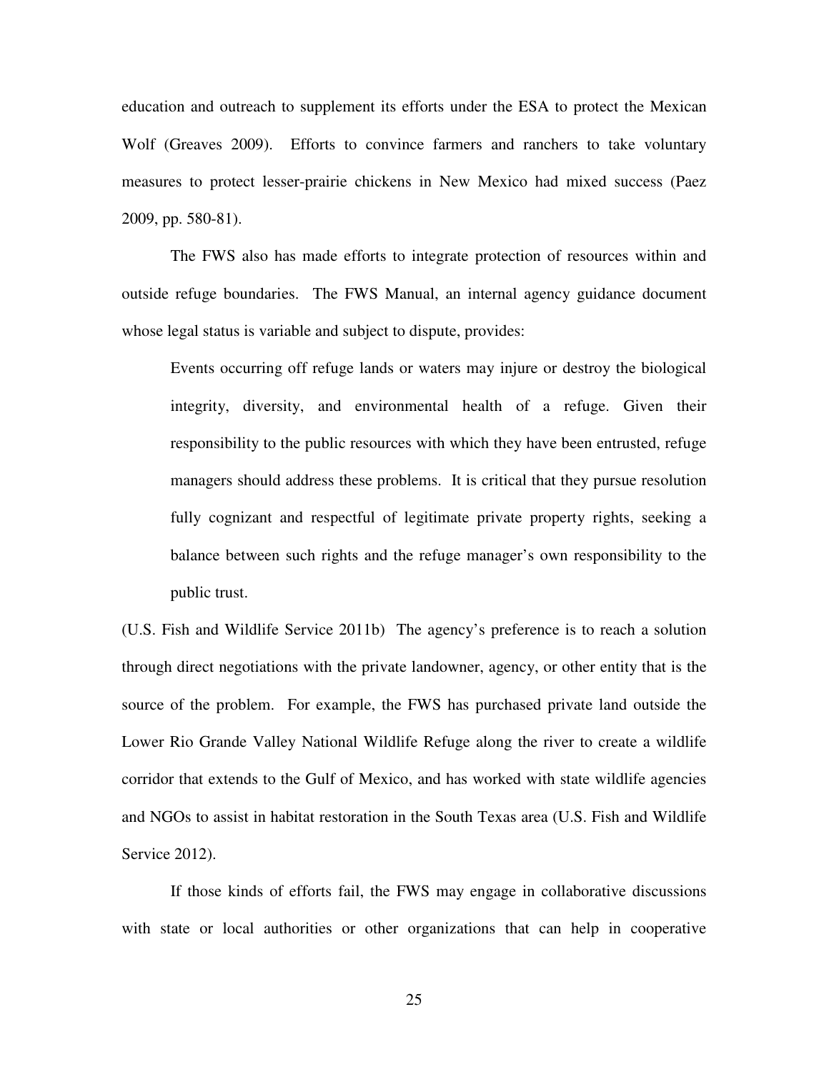education and outreach to supplement its efforts under the ESA to protect the Mexican Wolf (Greaves 2009). Efforts to convince farmers and ranchers to take voluntary measures to protect lesser-prairie chickens in New Mexico had mixed success (Paez 2009, pp. 580-81).

The FWS also has made efforts to integrate protection of resources within and outside refuge boundaries. The FWS Manual, an internal agency guidance document whose legal status is variable and subject to dispute, provides:

> Events occurring off refuge lands or waters may injure or destroy the biological integrity, diversity, and environmental health of a refuge. Given their responsibility to the public resources with which they have been entrusted, refuge managers should address these problems. It is critical that they pursue resolution fully cognizant and respectful of legitimate private property rights, seeking a balance between such rights and the refuge manager's own responsibility to the public trust.

(U.S. Fish and Wildlife Service 2011b) The agency's preference is to reach a solution through direct negotiations with the private landowner, agency, or other entity that is the source of the problem. For example, the FWS has purchased private land outside the Lower Rio Grande Valley National Wildlife Refuge along the river to create a wildlife corridor that extends to the Gulf of Mexico, and has worked with state wildlife agencies and NGOs to assist in habitat restoration in the South Texas area (U.S. Fish and Wildlife Service 2012).

If those kinds of efforts fail, the FWS may engage in collaborative discussions with state or local authorities or other organizations that can help in cooperative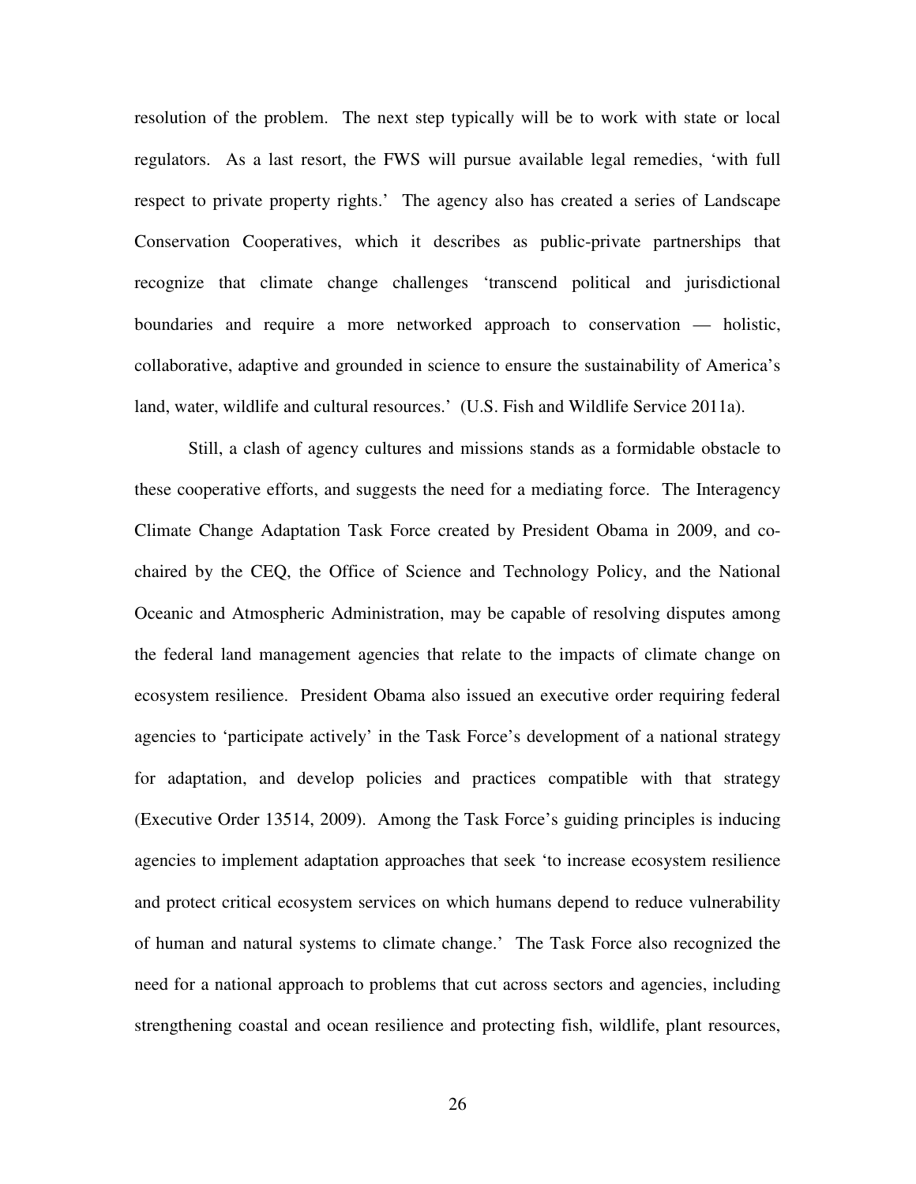resolution of the problem. The next step typically will be to work with state or local regulators. As a last resort, the FWS will pursue available legal remedies, 'with full respect to private property rights.' The agency also has created a series of Landscape Conservation Cooperatives, which it describes as public-private partnerships that recognize that climate change challenges 'transcend political and jurisdictional boundaries and require a more networked approach to conservation — holistic, collaborative, adaptive and grounded in science to ensure the sustainability of America's land, water, wildlife and cultural resources.' (U.S. Fish and Wildlife Service 2011a).

Still, a clash of agency cultures and missions stands as a formidable obstacle to these cooperative efforts, and suggests the need for a mediating force. The Interagency Climate Change Adaptation Task Force created by President Obama in 2009, and co-chaired by the CEQ, the Office of Science and Technology Policy, and the National Oceanic and Atmospheric Administration, may be capable of resolving disputes among the federal land management agencies that relate to the impacts of climate change on ecosystem resilience. President Obama also issued an executive order requiring federal agencies to 'participate actively' in the Task Force's development of a national strategy for adaptation, and develop policies and practices compatible with that strategy (Executive Order 13514, 2009). Among the Task Force's guiding principles is inducing agencies to implement adaptation approaches that seek 'to increase ecosystem resilience and protect critical ecosystem services on which humans depend to reduce vulnerability of human and natural systems to climate change.' The Task Force also recognized the need for a national approach to problems that cut across sectors and agencies, including strengthening coastal and ocean resilience and protecting fish, wildlife, plant resources,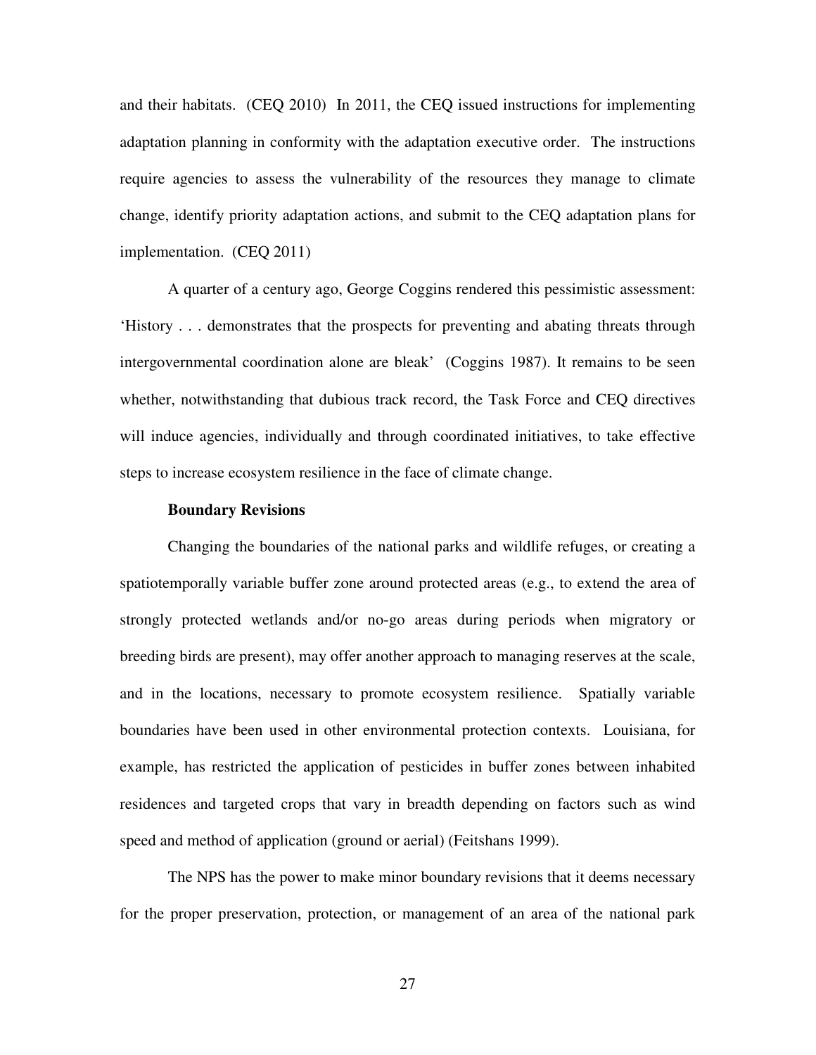and their habitats. (CEQ 2010) In 2011, the CEQ issued instructions for implementing adaptation planning in conformity with the adaptation executive order. The instructions require agencies to assess the vulnerability of the resources they manage to climate change, identify priority adaptation actions, and submit to the CEQ adaptation plans for implementation. (CEQ 2011)

A quarter of a century ago, George Coggins rendered this pessimistic assessment: 'History . . . demonstrates that the prospects for preventing and abating threats through intergovernmental coordination alone are bleak' (Coggins 1987). It remains to be seen whether, notwithstanding that dubious track record, the Task Force and CEQ directives will induce agencies, individually and through coordinated initiatives, to take effective steps to increase ecosystem resilience in the face of climate change.

**Boundary Revisions**

Changing the boundaries of the national parks and wildlife refuges, or creating a spatiotemporally variable buffer zone around protected areas (e.g., to extend the area of strongly protected wetlands and/or no-go areas during periods when migratory or breeding birds are present), may offer another approach to managing reserves at the scale, and in the locations, necessary to promote ecosystem resilience. Spatially variable boundaries have been used in other environmental protection contexts. Louisiana, for example, has restricted the application of pesticides in buffer zones between inhabited residences and targeted crops that vary in breadth depending on factors such as wind speed and method of application (ground or aerial) (Feitshans 1999).

The NPS has the power to make minor boundary revisions that it deems necessary for the proper preservation, protection, or management of an area of the national park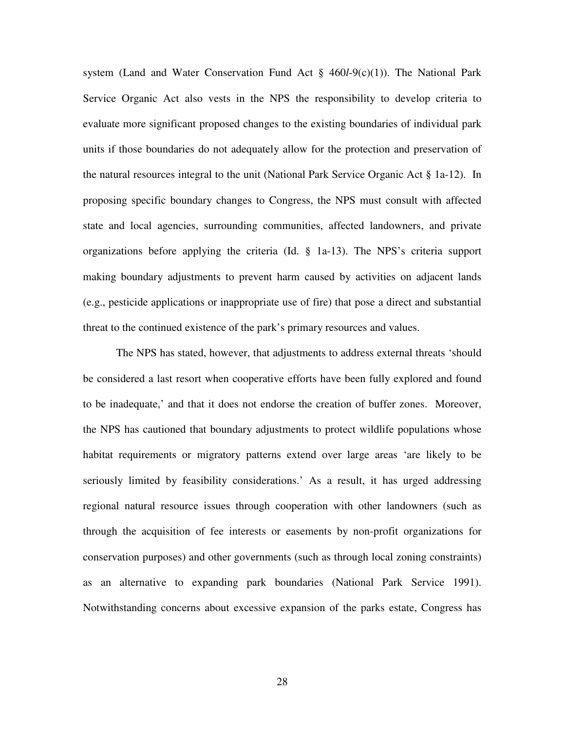system (Land and Water Conservation Fund Act § 460*l*-9(c)(1)). The National Park Service Organic Act also vests in the NPS the responsibility to develop criteria to evaluate more significant proposed changes to the existing boundaries of individual park units if those boundaries do not adequately allow for the protection and preservation of the natural resources integral to the unit (National Park Service Organic Act § 1a-12). In proposing specific boundary changes to Congress, the NPS must consult with affected state and local agencies, surrounding communities, affected landowners, and private organizations before applying the criteria (Id. § 1a-13). The NPS's criteria support making boundary adjustments to prevent harm caused by activities on adjacent lands (e.g., pesticide applications or inappropriate use of fire) that pose a direct and substantial threat to the continued existence of the park's primary resources and values.

The NPS has stated, however, that adjustments to address external threats 'should be considered a last resort when cooperative efforts have been fully explored and found to be inadequate,' and that it does not endorse the creation of buffer zones. Moreover, the NPS has cautioned that boundary adjustments to protect wildlife populations whose habitat requirements or migratory patterns extend over large areas 'are likely to be seriously limited by feasibility considerations.' As a result, it has urged addressing regional natural resource issues through cooperation with other landowners (such as through the acquisition of fee interests or easements by non-profit organizations for conservation purposes) and other governments (such as through local zoning constraints) as an alternative to expanding park boundaries (National Park Service 1991). Notwithstanding concerns about excessive expansion of the parks estate, Congress has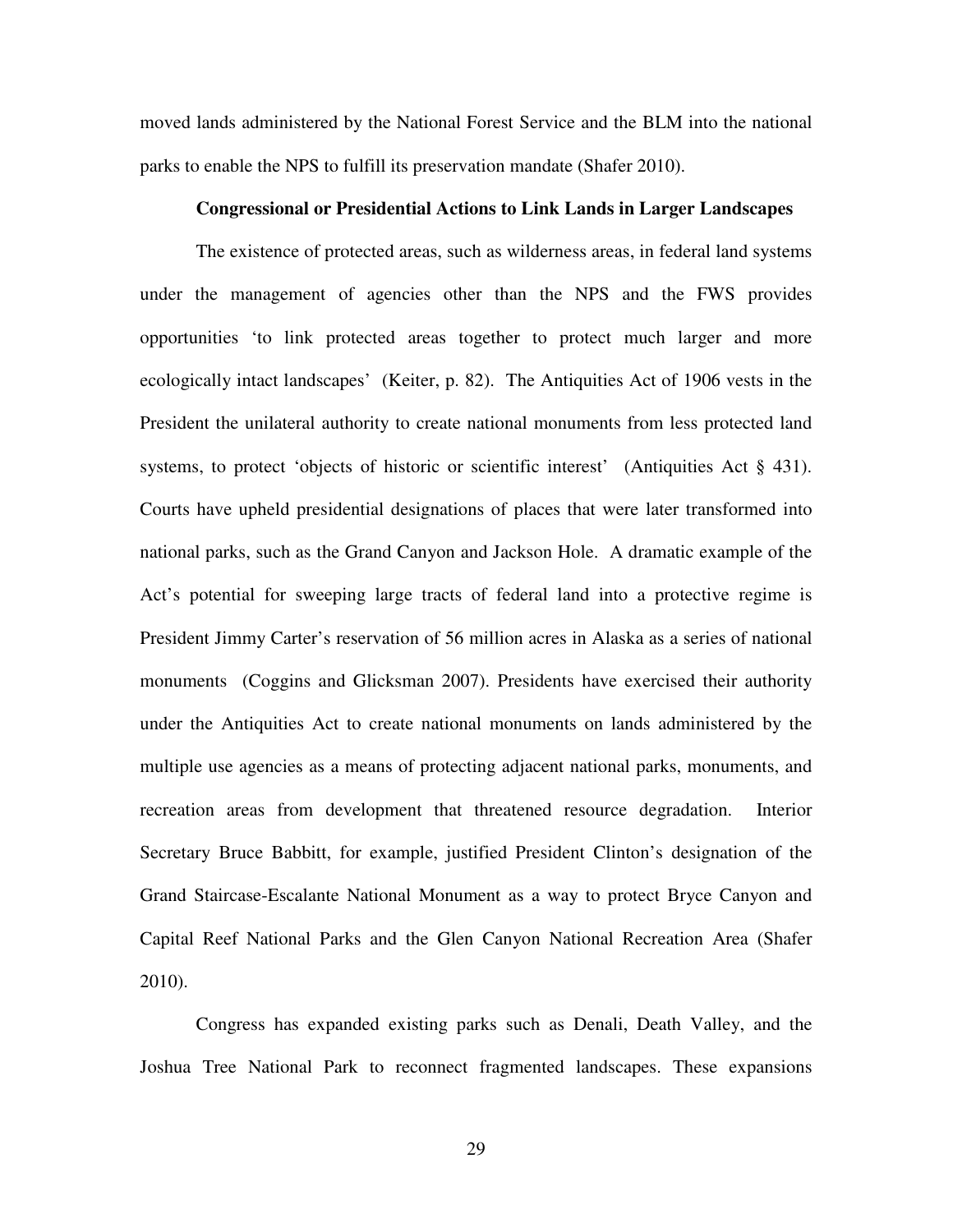moved lands administered by the National Forest Service and the BLM into the national parks to enable the NPS to fulfill its preservation mandate (Shafer 2010).

### Congressional or Presidential Actions to Link Lands in Larger Landscapes

The existence of protected areas, such as wilderness areas, in federal land systems under the management of agencies other than the NPS and the FWS provides opportunities 'to link protected areas together to protect much larger and more ecologically intact landscapes' (Keiter, p. 82). The Antiquities Act of 1906 vests in the President the unilateral authority to create national monuments from less protected land systems, to protect 'objects of historic or scientific interest' (Antiquities Act § 431). Courts have upheld presidential designations of places that were later transformed into national parks, such as the Grand Canyon and Jackson Hole. A dramatic example of the Act's potential for sweeping large tracts of federal land into a protective regime is President Jimmy Carter's reservation of 56 million acres in Alaska as a series of national monuments (Coggins and Glicksman 2007). Presidents have exercised their authority under the Antiquities Act to create national monuments on lands administered by the multiple use agencies as a means of protecting adjacent national parks, monuments, and recreation areas from development that threatened resource degradation. Interior Secretary Bruce Babbitt, for example, justified President Clinton's designation of the Grand Staircase-Escalante National Monument as a way to protect Bryce Canyon and Capital Reef National Parks and the Glen Canyon National Recreation Area (Shafer 2010).

Congress has expanded existing parks such as Denali, Death Valley, and the Joshua Tree National Park to reconnect fragmented landscapes. These expansions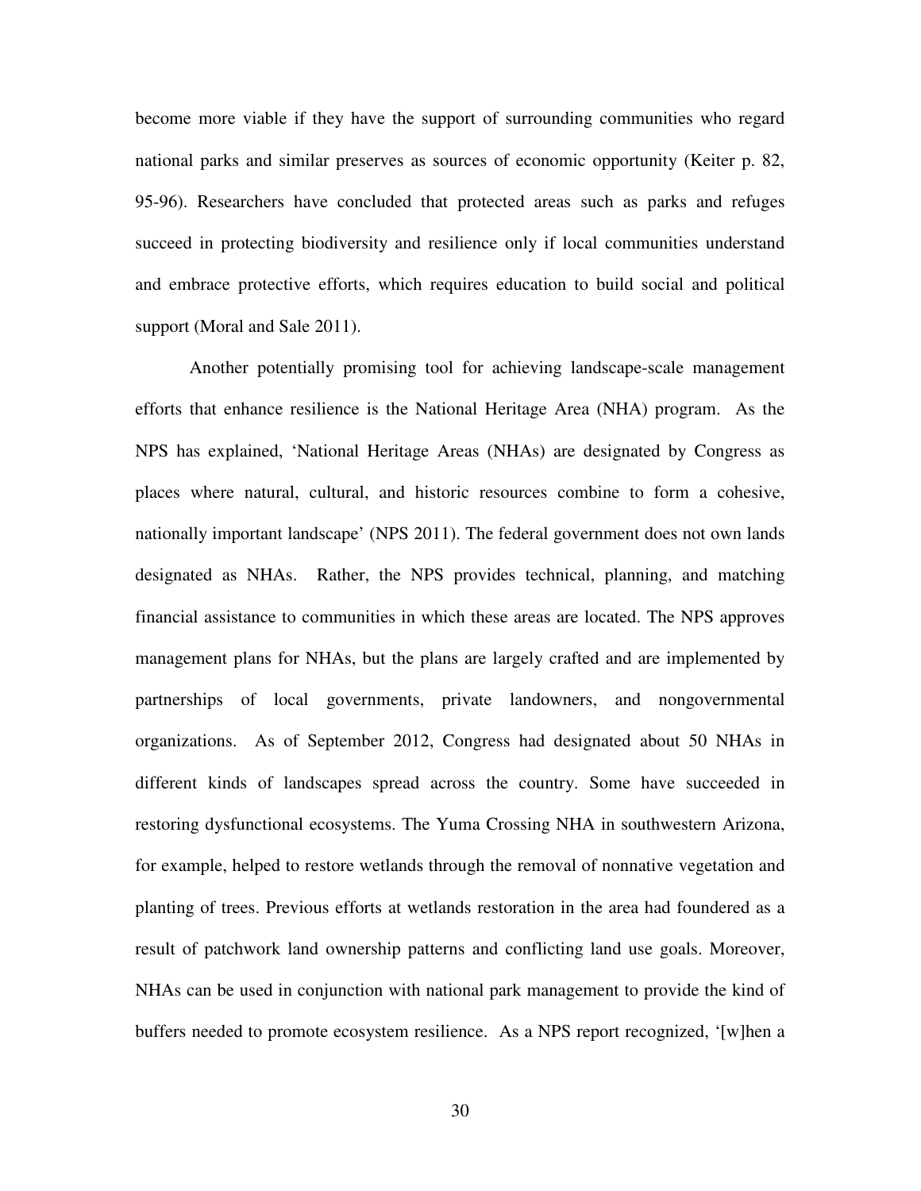become more viable if they have the support of surrounding communities who regard national parks and similar preserves as sources of economic opportunity (Keiter p. 82, 95-96). Researchers have concluded that protected areas such as parks and refuges succeed in protecting biodiversity and resilience only if local communities understand and embrace protective efforts, which requires education to build social and political support (Moral and Sale 2011).

Another potentially promising tool for achieving landscape-scale management efforts that enhance resilience is the National Heritage Area (NHA) program. As the NPS has explained, 'National Heritage Areas (NHAs) are designated by Congress as places where natural, cultural, and historic resources combine to form a cohesive, nationally important landscape' (NPS 2011). The federal government does not own lands designated as NHAs. Rather, the NPS provides technical, planning, and matching financial assistance to communities in which these areas are located. The NPS approves management plans for NHAs, but the plans are largely crafted and are implemented by partnerships of local governments, private landowners, and nongovernmental organizations. As of September 2012, Congress had designated about 50 NHAs in different kinds of landscapes spread across the country. Some have succeeded in restoring dysfunctional ecosystems. The Yuma Crossing NHA in southwestern Arizona, for example, helped to restore wetlands through the removal of nonnative vegetation and planting of trees. Previous efforts at wetlands restoration in the area had foundered as a result of patchwork land ownership patterns and conflicting land use goals. Moreover, NHAs can be used in conjunction with national park management to provide the kind of buffers needed to promote ecosystem resilience. As a NPS report recognized, '[w]hen a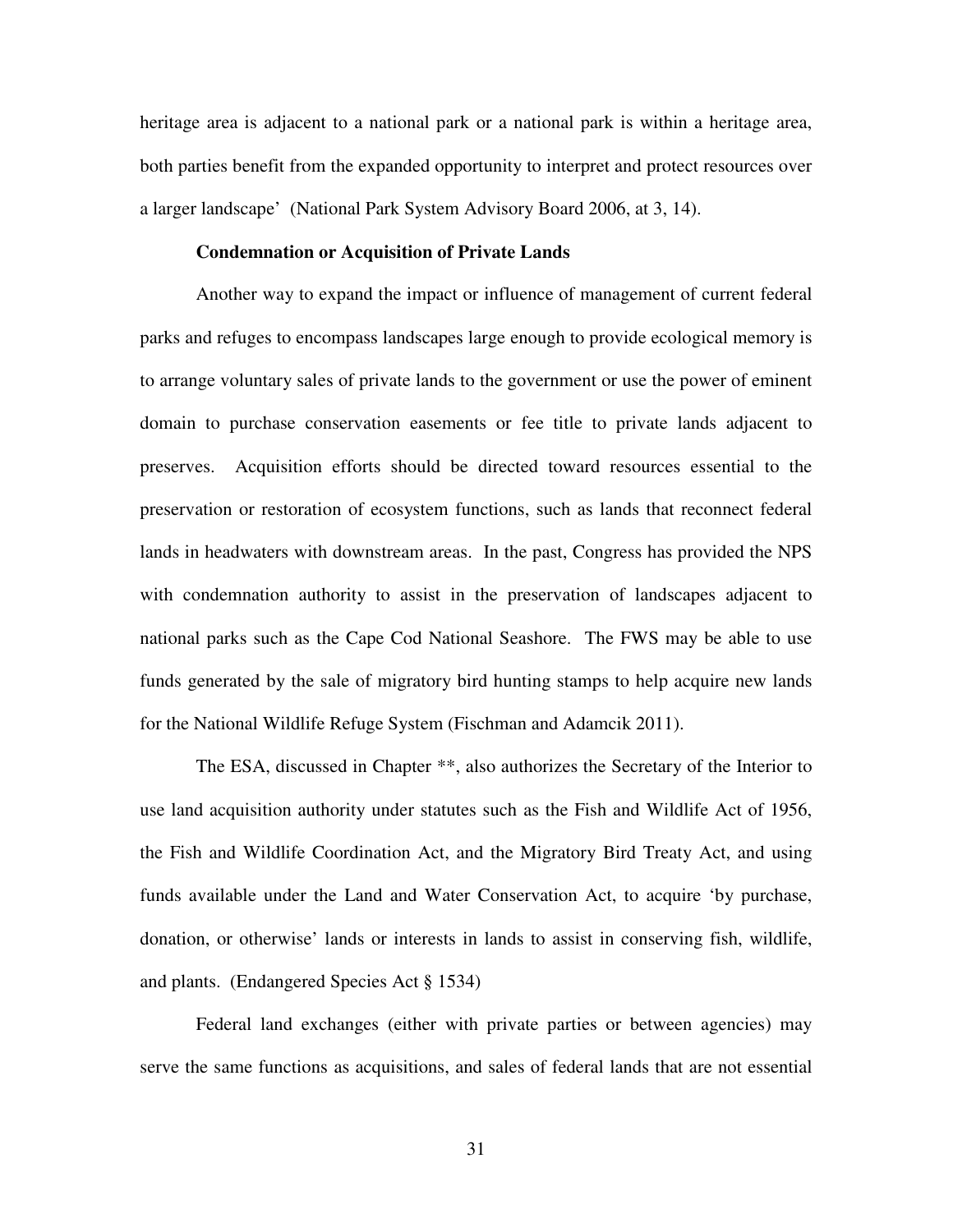heritage area is adjacent to a national park or a national park is within a heritage area, both parties benefit from the expanded opportunity to interpret and protect resources over a larger landscape' (National Park System Advisory Board 2006, at 3, 14).

**Condemnation or Acquisition of Private Lands**

Another way to expand the impact or influence of management of current federal parks and refuges to encompass landscapes large enough to provide ecological memory is to arrange voluntary sales of private lands to the government or use the power of eminent domain to purchase conservation easements or fee title to private lands adjacent to preserves. Acquisition efforts should be directed toward resources essential to the preservation or restoration of ecosystem functions, such as lands that reconnect federal lands in headwaters with downstream areas. In the past, Congress has provided the NPS with condemnation authority to assist in the preservation of landscapes adjacent to national parks such as the Cape Cod National Seashore. The FWS may be able to use funds generated by the sale of migratory bird hunting stamps to help acquire new lands for the National Wildlife Refuge System (Fischman and Adamcik 2011).

The ESA, discussed in Chapter **, also authorizes the Secretary of the Interior to use land acquisition authority under statutes such as the Fish and Wildlife Act of 1956, the Fish and Wildlife Coordination Act, and the Migratory Bird Treaty Act, and using funds available under the Land and Water Conservation Act, to acquire 'by purchase, donation, or otherwise' lands or interests in lands to assist in conserving fish, wildlife, and plants. (Endangered Species Act § 1534)

Federal land exchanges (either with private parties or between agencies) may serve the same functions as acquisitions, and sales of federal lands that are not essential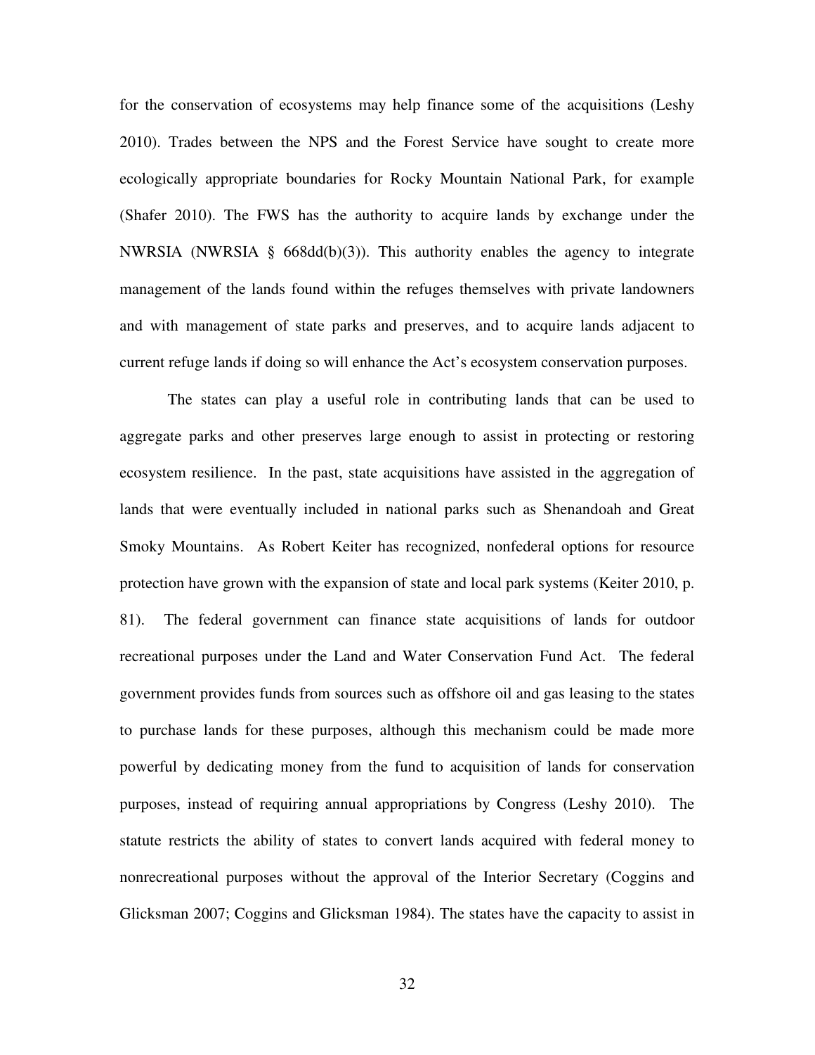for the conservation of ecosystems may help finance some of the acquisitions (Leshy 2010). Trades between the NPS and the Forest Service have sought to create more ecologically appropriate boundaries for Rocky Mountain National Park, for example (Shafer 2010). The FWS has the authority to acquire lands by exchange under the NWRSIA (NWRSIA § 668dd(b)(3)). This authority enables the agency to integrate management of the lands found within the refuges themselves with private landowners and with management of state parks and preserves, and to acquire lands adjacent to current refuge lands if doing so will enhance the Act's ecosystem conservation purposes.

The states can play a useful role in contributing lands that can be used to aggregate parks and other preserves large enough to assist in protecting or restoring ecosystem resilience. In the past, state acquisitions have assisted in the aggregation of lands that were eventually included in national parks such as Shenandoah and Great Smoky Mountains. As Robert Keiter has recognized, nonfederal options for resource protection have grown with the expansion of state and local park systems (Keiter 2010, p. 81). The federal government can finance state acquisitions of lands for outdoor recreational purposes under the Land and Water Conservation Fund Act. The federal government provides funds from sources such as offshore oil and gas leasing to the states to purchase lands for these purposes, although this mechanism could be made more powerful by dedicating money from the fund to acquisition of lands for conservation purposes, instead of requiring annual appropriations by Congress (Leshy 2010). The statute restricts the ability of states to convert lands acquired with federal money to nonrecreational purposes without the approval of the Interior Secretary (Coggins and Glicksman 2007; Coggins and Glicksman 1984). The states have the capacity to assist in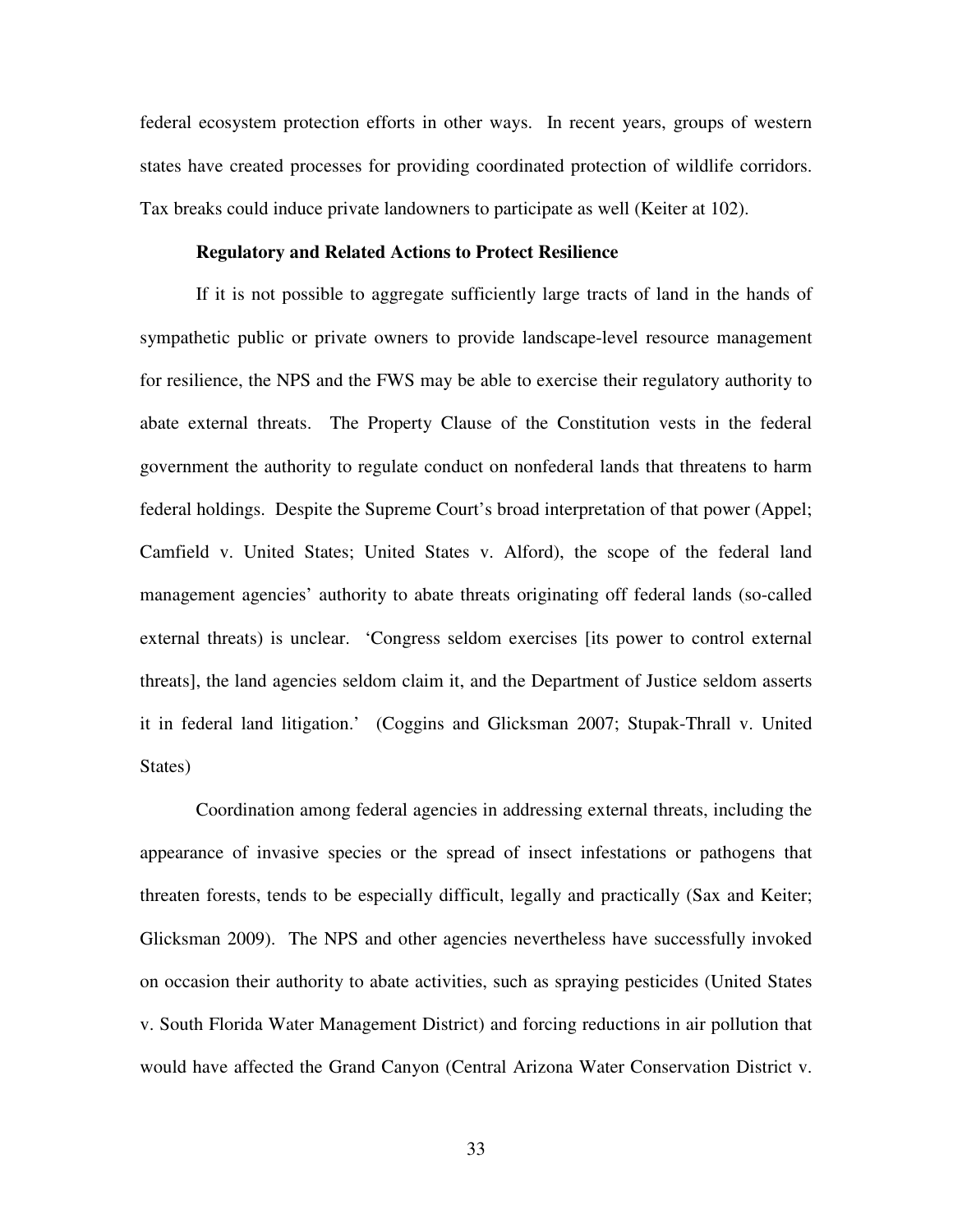federal ecosystem protection efforts in other ways. In recent years, groups of western states have created processes for providing coordinated protection of wildlife corridors. Tax breaks could induce private landowners to participate as well (Keiter at 102).

**Regulatory and Related Actions to Protect Resilience**

If it is not possible to aggregate sufficiently large tracts of land in the hands of sympathetic public or private owners to provide landscape-level resource management for resilience, the NPS and the FWS may be able to exercise their regulatory authority to abate external threats. The Property Clause of the Constitution vests in the federal government the authority to regulate conduct on nonfederal lands that threatens to harm federal holdings. Despite the Supreme Court's broad interpretation of that power (Appel; Camfield v. United States; United States v. Alford), the scope of the federal land management agencies' authority to abate threats originating off federal lands (so-called external threats) is unclear. 'Congress seldom exercises [its power to control external threats], the land agencies seldom claim it, and the Department of Justice seldom asserts it in federal land litigation.' (Coggins and Glicksman 2007; Stupak-Thrall v. United States)

Coordination among federal agencies in addressing external threats, including the appearance of invasive species or the spread of insect infestations or pathogens that threaten forests, tends to be especially difficult, legally and practically (Sax and Keiter; Glicksman 2009). The NPS and other agencies nevertheless have successfully invoked on occasion their authority to abate activities, such as spraying pesticides (United States v. South Florida Water Management District) and forcing reductions in air pollution that would have affected the Grand Canyon (Central Arizona Water Conservation District v.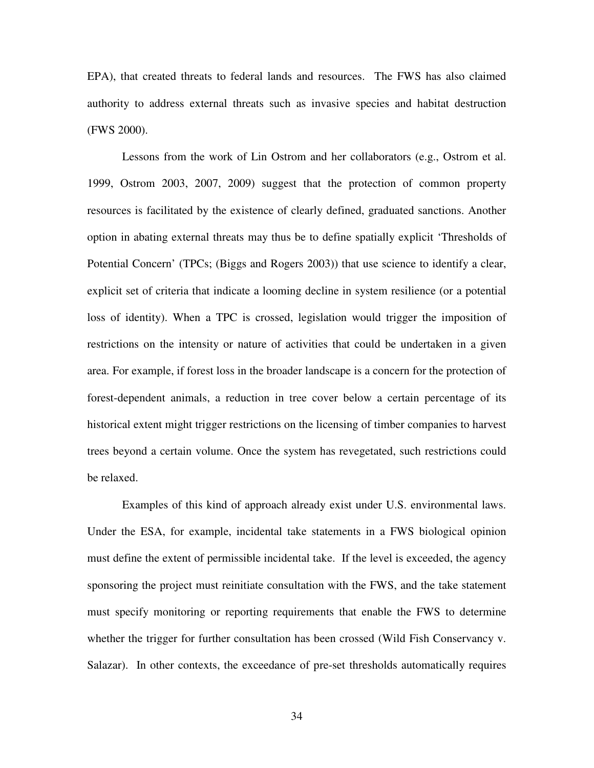EPA), that created threats to federal lands and resources. The FWS has also claimed authority to address external threats such as invasive species and habitat destruction (FWS 2000).

Lessons from the work of Lin Ostrom and her collaborators (e.g., Ostrom et al. 1999, Ostrom 2003, 2007, 2009) suggest that the protection of common property resources is facilitated by the existence of clearly defined, graduated sanctions. Another option in abating external threats may thus be to define spatially explicit 'Thresholds of Potential Concern' (TPCs; (Biggs and Rogers 2003)) that use science to identify a clear, explicit set of criteria that indicate a looming decline in system resilience (or a potential loss of identity). When a TPC is crossed, legislation would trigger the imposition of restrictions on the intensity or nature of activities that could be undertaken in a given area. For example, if forest loss in the broader landscape is a concern for the protection of forest-dependent animals, a reduction in tree cover below a certain percentage of its historical extent might trigger restrictions on the licensing of timber companies to harvest trees beyond a certain volume. Once the system has revegetated, such restrictions could be relaxed.

Examples of this kind of approach already exist under U.S. environmental laws. Under the ESA, for example, incidental take statements in a FWS biological opinion must define the extent of permissible incidental take. If the level is exceeded, the agency sponsoring the project must reinitiate consultation with the FWS, and the take statement must specify monitoring or reporting requirements that enable the FWS to determine whether the trigger for further consultation has been crossed (Wild Fish Conservancy v. Salazar). In other contexts, the exceedance of pre-set thresholds automatically requires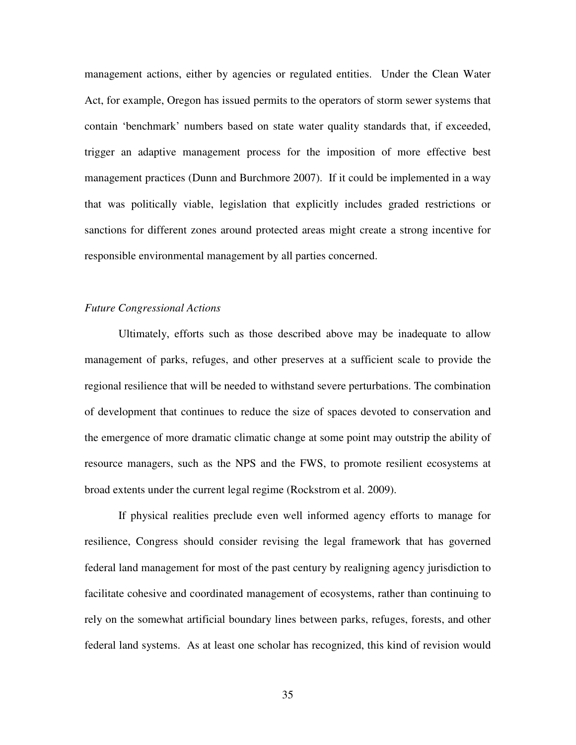management actions, either by agencies or regulated entities. Under the Clean Water Act, for example, Oregon has issued permits to the operators of storm sewer systems that contain 'benchmark' numbers based on state water quality standards that, if exceeded, trigger an adaptive management process for the imposition of more effective best management practices (Dunn and Burchmore 2007). If it could be implemented in a way that was politically viable, legislation that explicitly includes graded restrictions or sanctions for different zones around protected areas might create a strong incentive for responsible environmental management by all parties concerned.

### *Future Congressional Actions*

Ultimately, efforts such as those described above may be inadequate to allow management of parks, refuges, and other preserves at a sufficient scale to provide the regional resilience that will be needed to withstand severe perturbations. The combination of development that continues to reduce the size of spaces devoted to conservation and the emergence of more dramatic climatic change at some point may outstrip the ability of resource managers, such as the NPS and the FWS, to promote resilient ecosystems at broad extents under the current legal regime (Rockstrom et al. 2009).

If physical realities preclude even well informed agency efforts to manage for resilience, Congress should consider revising the legal framework that has governed federal land management for most of the past century by realigning agency jurisdiction to facilitate cohesive and coordinated management of ecosystems, rather than continuing to rely on the somewhat artificial boundary lines between parks, refuges, forests, and other federal land systems. As at least one scholar has recognized, this kind of revision would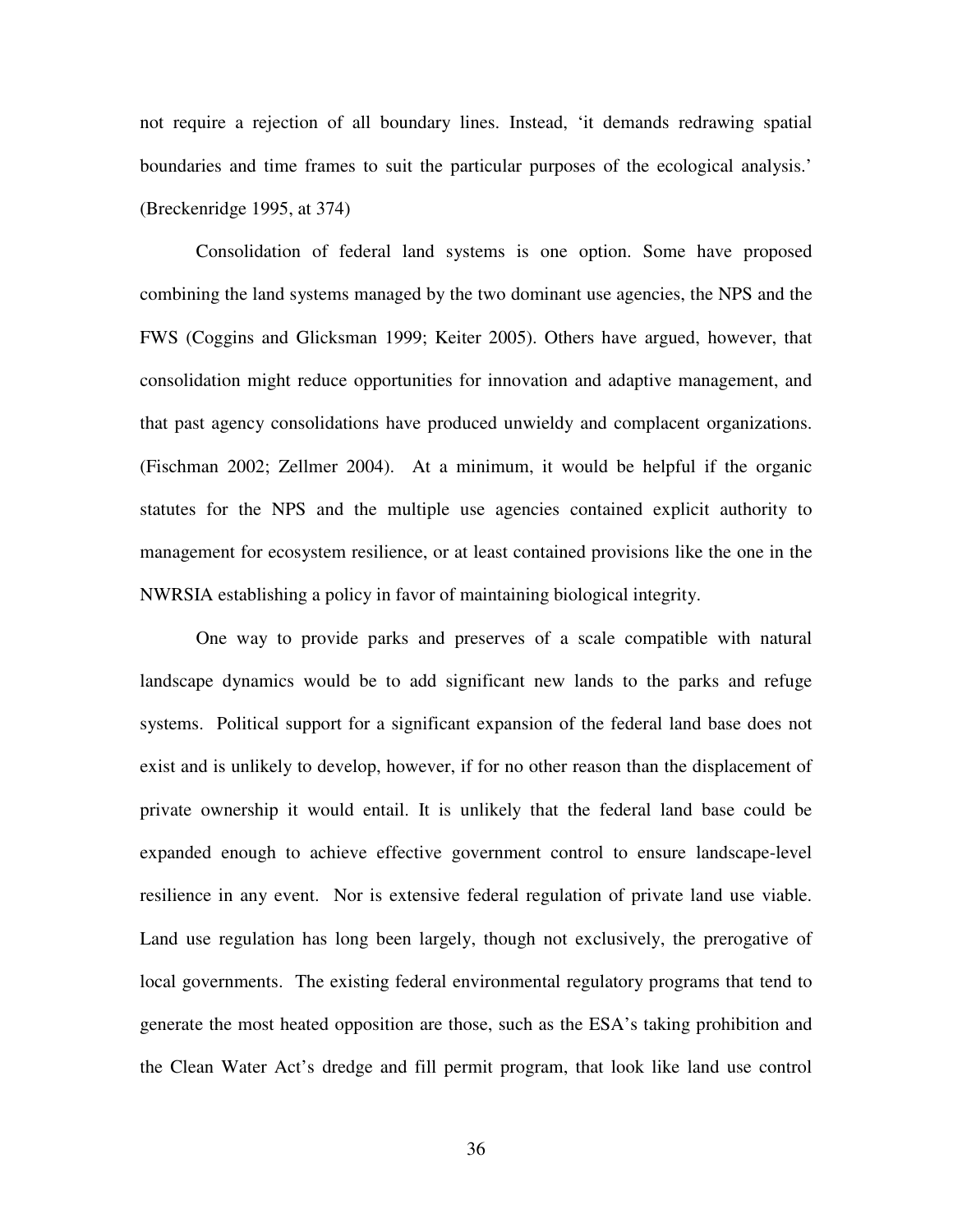not require a rejection of all boundary lines. Instead, 'it demands redrawing spatial boundaries and time frames to suit the particular purposes of the ecological analysis.' (Breckenridge 1995, at 374)

Consolidation of federal land systems is one option. Some have proposed combining the land systems managed by the two dominant use agencies, the NPS and the FWS (Coggins and Glicksman 1999; Keiter 2005). Others have argued, however, that consolidation might reduce opportunities for innovation and adaptive management, and that past agency consolidations have produced unwieldy and complacent organizations. (Fischman 2002; Zellmer 2004). At a minimum, it would be helpful if the organic statutes for the NPS and the multiple use agencies contained explicit authority to management for ecosystem resilience, or at least contained provisions like the one in the NWRSIA establishing a policy in favor of maintaining biological integrity.

One way to provide parks and preserves of a scale compatible with natural landscape dynamics would be to add significant new lands to the parks and refuge systems. Political support for a significant expansion of the federal land base does not exist and is unlikely to develop, however, if for no other reason than the displacement of private ownership it would entail. It is unlikely that the federal land base could be expanded enough to achieve effective government control to ensure landscape-level resilience in any event. Nor is extensive federal regulation of private land use viable. Land use regulation has long been largely, though not exclusively, the prerogative of local governments. The existing federal environmental regulatory programs that tend to generate the most heated opposition are those, such as the ESA's taking prohibition and the Clean Water Act's dredge and fill permit program, that look like land use control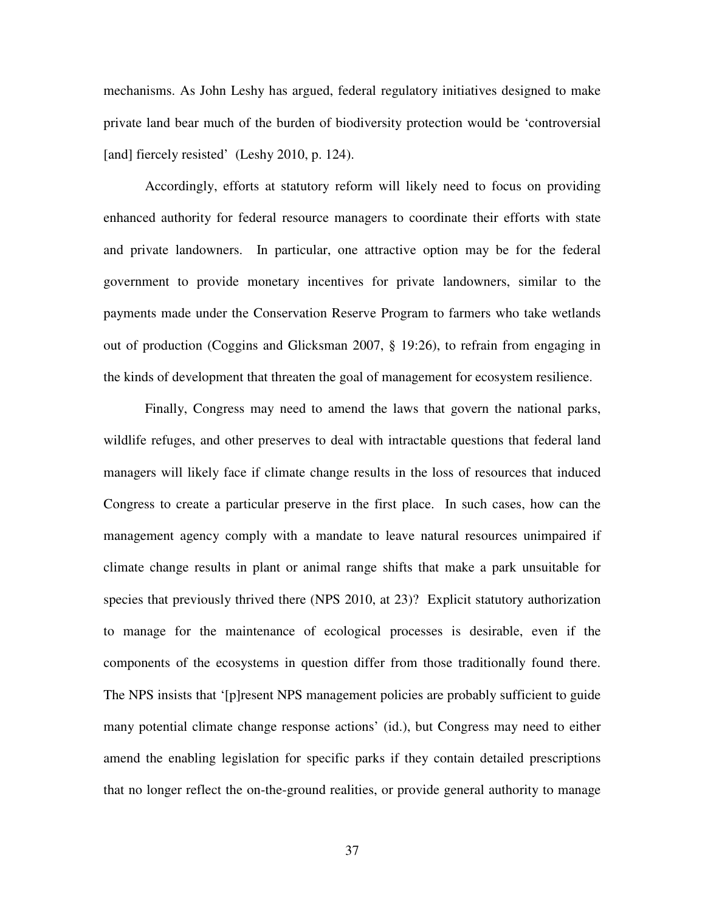mechanisms. As John Leshy has argued, federal regulatory initiatives designed to make private land bear much of the burden of biodiversity protection would be 'controversial [and] fiercely resisted' (Leshy 2010, p. 124).

Accordingly, efforts at statutory reform will likely need to focus on providing enhanced authority for federal resource managers to coordinate their efforts with state and private landowners. In particular, one attractive option may be for the federal government to provide monetary incentives for private landowners, similar to the payments made under the Conservation Reserve Program to farmers who take wetlands out of production (Coggins and Glicksman 2007, § 19:26), to refrain from engaging in the kinds of development that threaten the goal of management for ecosystem resilience.

Finally, Congress may need to amend the laws that govern the national parks, wildlife refuges, and other preserves to deal with intractable questions that federal land managers will likely face if climate change results in the loss of resources that induced Congress to create a particular preserve in the first place. In such cases, how can the management agency comply with a mandate to leave natural resources unimpaired if climate change results in plant or animal range shifts that make a park unsuitable for species that previously thrived there (NPS 2010, at 23)? Explicit statutory authorization to manage for the maintenance of ecological processes is desirable, even if the components of the ecosystems in question differ from those traditionally found there. The NPS insists that '[p]resent NPS management policies are probably sufficient to guide many potential climate change response actions' (id.), but Congress may need to either amend the enabling legislation for specific parks if they contain detailed prescriptions that no longer reflect the on-the-ground realities, or provide general authority to manage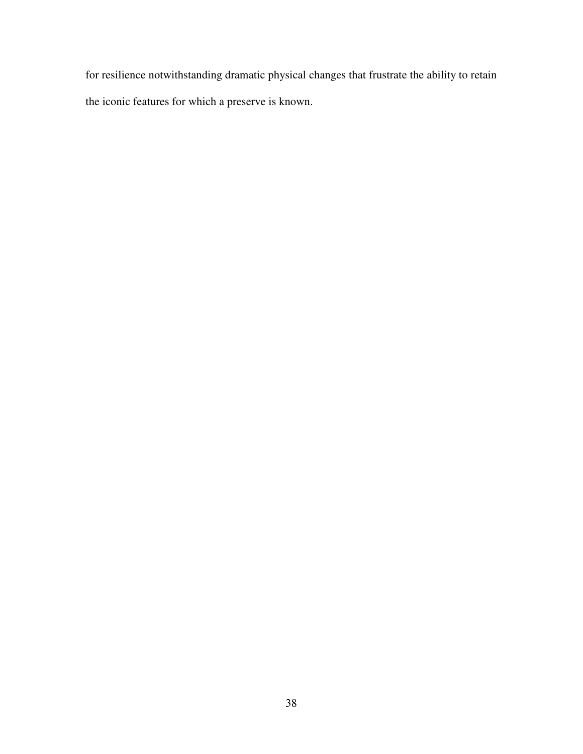for resilience notwithstanding dramatic physical changes that frustrate the ability to retain the iconic features for which a preserve is known.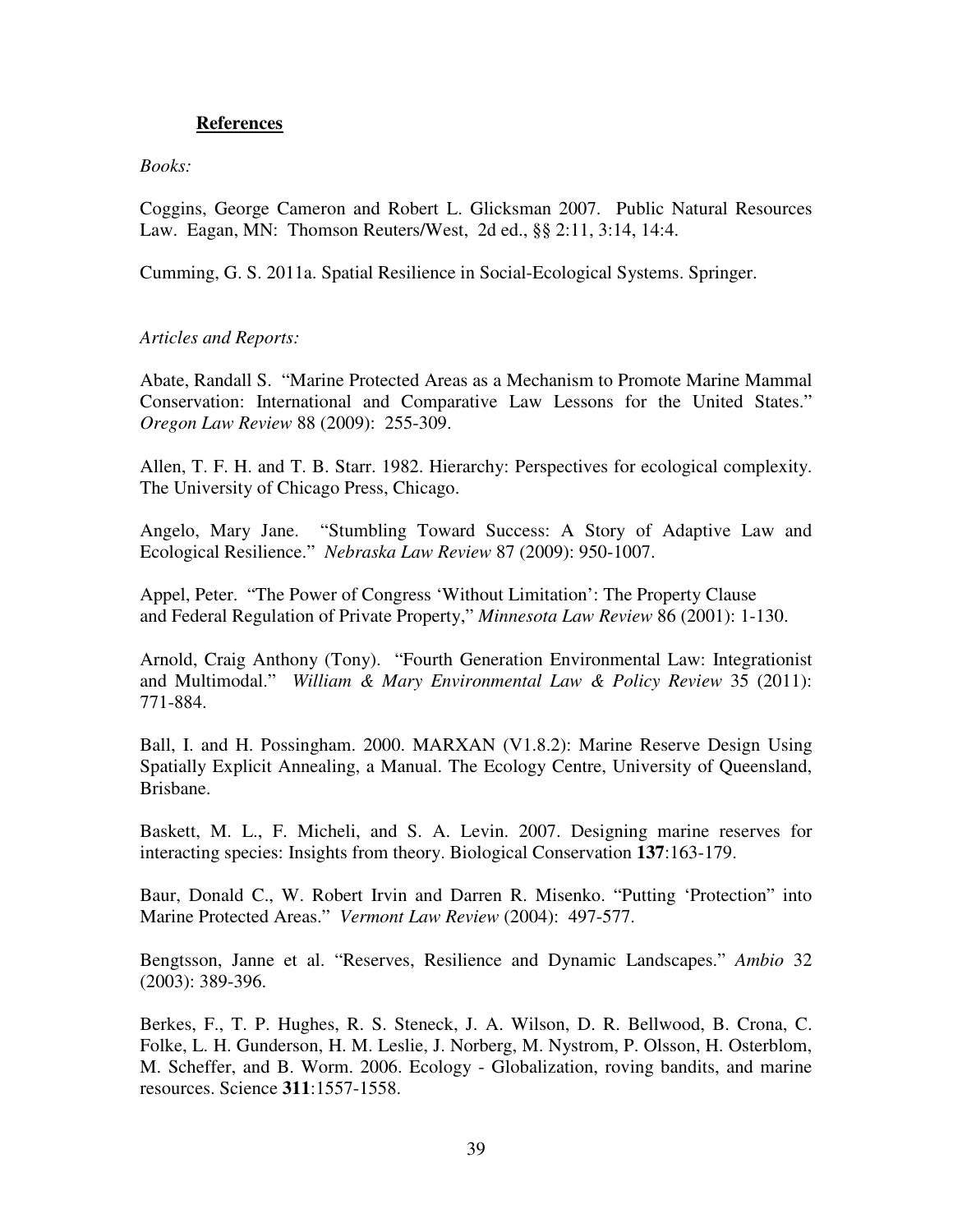**References**

*Books:*

Coggins, George Cameron and Robert L. Glicksman 2007. Public Natural Resources Law. Eagan, MN: Thomson Reuters/West, 2d ed., §§ 2:11, 3:14, 14:4.

Cumming, G. S. 2011a. Spatial Resilience in Social-Ecological Systems. Springer.

*Articles and Reports:*

Abate, Randall S. "Marine Protected Areas as a Mechanism to Promote Marine Mammal Conservation: International and Comparative Law Lessons for the United States." *Oregon Law Review* 88 (2009): 255-309.

Allen, T. F. H. and T. B. Starr. 1982. Hierarchy: Perspectives for ecological complexity. The University of Chicago Press, Chicago.

Angelo, Mary Jane. "Stumbling Toward Success: A Story of Adaptive Law and Ecological Resilience." *Nebraska Law Review* 87 (2009): 950-1007.

Appel, Peter. "The Power of Congress 'Without Limitation': The Property Clause and Federal Regulation of Private Property," *Minnesota Law Review* 86 (2001): 1-130.

Arnold, Craig Anthony (Tony). "Fourth Generation Environmental Law: Integrationist and Multimodal." *William & Mary Environmental Law & Policy Review* 35 (2011): 771-884.

Ball, I. and H. Possingham. 2000. MARXAN (V1.8.2): Marine Reserve Design Using Spatially Explicit Annealing, a Manual. The Ecology Centre, University of Queensland, Brisbane.

Baskett, M. L., F. Micheli, and S. A. Levin. 2007. Designing marine reserves for interacting species: Insights from theory. Biological Conservation **137**:163-179.

Baur, Donald C., W. Robert Irvin and Darren R. Misenko. "Putting 'Protection" into Marine Protected Areas." *Vermont Law Review* (2004): 497-577.

Bengtsson, Janne et al. "Reserves, Resilience and Dynamic Landscapes." *Ambio* 32 (2003): 389-396.

Berkes, F., T. P. Hughes, R. S. Steneck, J. A. Wilson, D. R. Bellwood, B. Crona, C. Folke, L. H. Gunderson, H. M. Leslie, J. Norberg, M. Nystrom, P. Olsson, H. Osterblom, M. Scheffer, and B. Worm. 2006. Ecology - Globalization, roving bandits, and marine resources. Science **311**:1557-1558.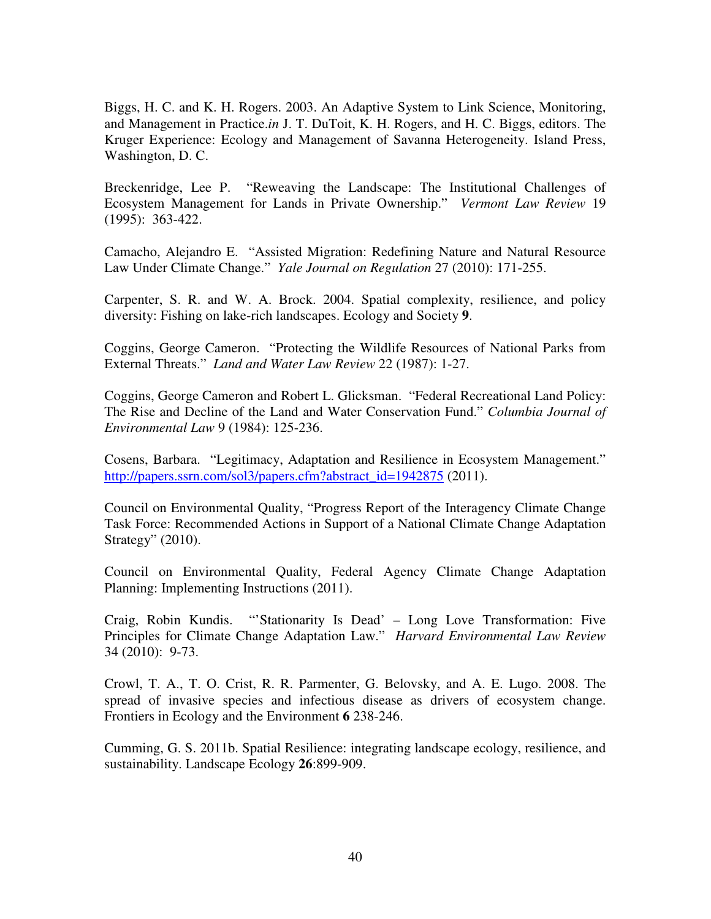Biggs, H. C. and K. H. Rogers. 2003. An Adaptive System to Link Science, Monitoring, and Management in Practice.*in* J. T. DuToit, K. H. Rogers, and H. C. Biggs, editors. The Kruger Experience: Ecology and Management of Savanna Heterogeneity. Island Press, Washington, D. C.

Breckenridge, Lee P. "Reweaving the Landscape: The Institutional Challenges of Ecosystem Management for Lands in Private Ownership." *Vermont Law Review* 19 (1995): 363-422.

Camacho, Alejandro E. "Assisted Migration: Redefining Nature and Natural Resource Law Under Climate Change." *Yale Journal on Regulation* 27 (2010): 171-255.

Carpenter, S. R. and W. A. Brock. 2004. Spatial complexity, resilience, and policy diversity: Fishing on lake-rich landscapes. Ecology and Society **9**.

Coggins, George Cameron. "Protecting the Wildlife Resources of National Parks from External Threats." *Land and Water Law Review* 22 (1987): 1-27.

Coggins, George Cameron and Robert L. Glicksman. "Federal Recreational Land Policy: The Rise and Decline of the Land and Water Conservation Fund." *Columbia Journal of Environmental Law* 9 (1984): 125-236.

Cosens, Barbara. "Legitimacy, Adaptation and Resilience in Ecosystem Management." http://papers.ssrn.com/sol3/papers.cfm?abstract_id=1942875 (2011).

Council on Environmental Quality, "Progress Report of the Interagency Climate Change Task Force: Recommended Actions in Support of a National Climate Change Adaptation Strategy" (2010).

Council on Environmental Quality, Federal Agency Climate Change Adaptation Planning: Implementing Instructions (2011).

Craig, Robin Kundis. "'Stationarity Is Dead' – Long Love Transformation: Five Principles for Climate Change Adaptation Law." *Harvard Environmental Law Review* 34 (2010): 9-73.

Crowl, T. A., T. O. Crist, R. R. Parmenter, G. Belovsky, and A. E. Lugo. 2008. The spread of invasive species and infectious disease as drivers of ecosystem change. Frontiers in Ecology and the Environment **6** 238-246.

Cumming, G. S. 2011b. Spatial Resilience: integrating landscape ecology, resilience, and sustainability. Landscape Ecology **26**:899-909.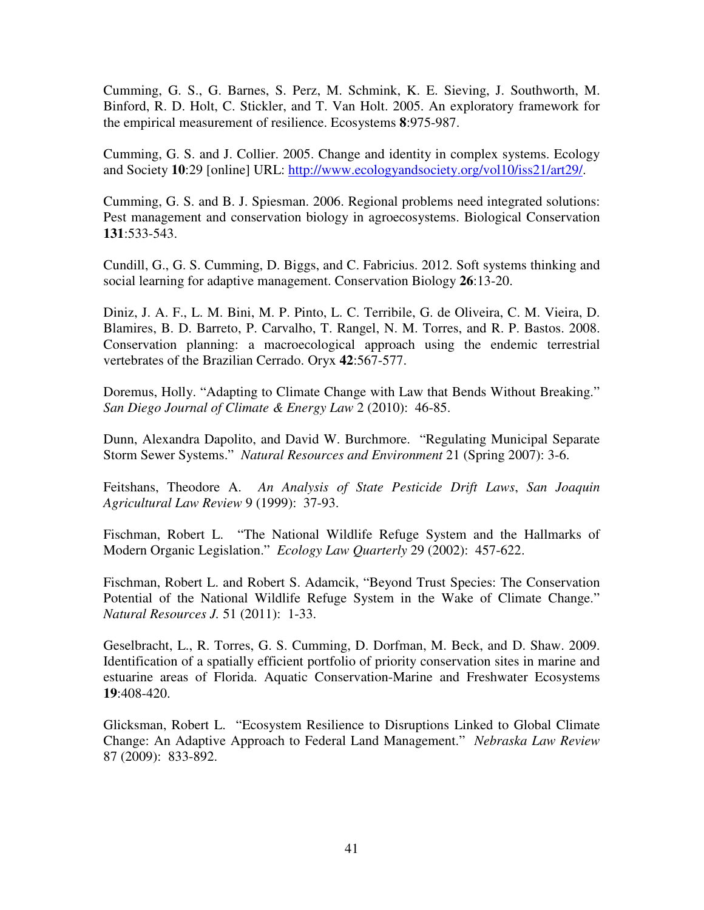Cumming, G. S., G. Barnes, S. Perz, M. Schmink, K. E. Sieving, J. Southworth, M. Binford, R. D. Holt, C. Stickler, and T. Van Holt. 2005. An exploratory framework for the empirical measurement of resilience. Ecosystems **8**:975-987.

Cumming, G. S. and J. Collier. 2005. Change and identity in complex systems. Ecology and Society **10**:29 [online] URL: http://www.ecologyandsociety.org/vol10/iss21/art29/.

Cumming, G. S. and B. J. Spiesman. 2006. Regional problems need integrated solutions: Pest management and conservation biology in agroecosystems. Biological Conservation **131**:533-543.

Cundill, G., G. S. Cumming, D. Biggs, and C. Fabricius. 2012. Soft systems thinking and social learning for adaptive management. Conservation Biology **26**:13-20.

Diniz, J. A. F., L. M. Bini, M. P. Pinto, L. C. Terribile, G. de Oliveira, C. M. Vieira, D. Blamires, B. D. Barreto, P. Carvalho, T. Rangel, N. M. Torres, and R. P. Bastos. 2008. Conservation planning: a macroecological approach using the endemic terrestrial vertebrates of the Brazilian Cerrado. Oryx **42**:567-577.

Doremus, Holly. "Adapting to Climate Change with Law that Bends Without Breaking." *San Diego Journal of Climate & Energy Law* 2 (2010): 46-85.

Dunn, Alexandra Dapolito, and David W. Burchmore. "Regulating Municipal Separate Storm Sewer Systems." *Natural Resources and Environment* 21 (Spring 2007): 3-6.

Feitshans, Theodore A. *An Analysis of State Pesticide Drift Laws*, *San Joaquin Agricultural Law Review* 9 (1999): 37-93.

Fischman, Robert L. "The National Wildlife Refuge System and the Hallmarks of Modern Organic Legislation." *Ecology Law Quarterly* 29 (2002): 457-622.

Fischman, Robert L. and Robert S. Adamcik, "Beyond Trust Species: The Conservation Potential of the National Wildlife Refuge System in the Wake of Climate Change." *Natural Resources J.* 51 (2011): 1-33.

Geselbracht, L., R. Torres, G. S. Cumming, D. Dorfman, M. Beck, and D. Shaw. 2009. Identification of a spatially efficient portfolio of priority conservation sites in marine and estuarine areas of Florida. Aquatic Conservation-Marine and Freshwater Ecosystems **19**:408-420.

Glicksman, Robert L. "Ecosystem Resilience to Disruptions Linked to Global Climate Change: An Adaptive Approach to Federal Land Management." *Nebraska Law Review* 87 (2009): 833-892.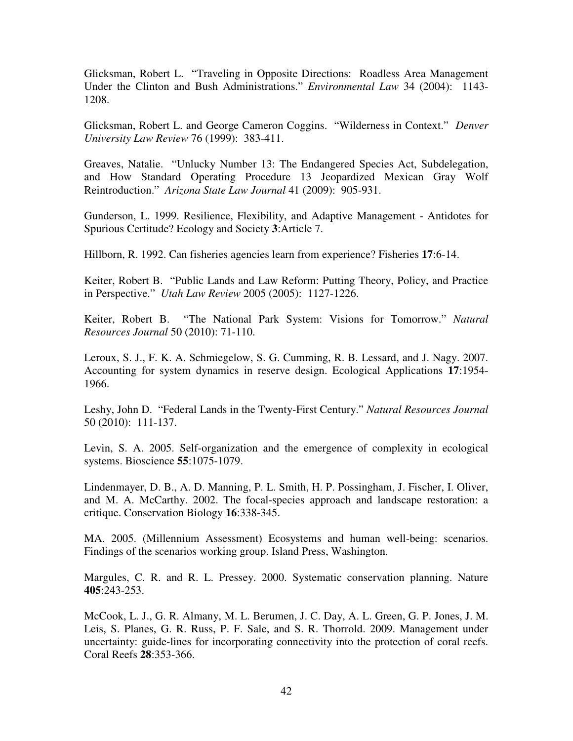Glicksman, Robert L. "Traveling in Opposite Directions: Roadless Area Management Under the Clinton and Bush Administrations." *Environmental Law* 34 (2004): 1143-1208.

Glicksman, Robert L. and George Cameron Coggins. "Wilderness in Context." *Denver University Law Review* 76 (1999): 383-411.

Greaves, Natalie. "Unlucky Number 13: The Endangered Species Act, Subdelegation, and How Standard Operating Procedure 13 Jeopardized Mexican Gray Wolf Reintroduction." *Arizona State Law Journal* 41 (2009): 905-931.

Gunderson, L. 1999. Resilience, Flexibility, and Adaptive Management - Antidotes for Spurious Certitude? Ecology and Society **3**:Article 7.

Hillborn, R. 1992. Can fisheries agencies learn from experience? Fisheries **17**:6-14.

Keiter, Robert B. "Public Lands and Law Reform: Putting Theory, Policy, and Practice in Perspective." *Utah Law Review* 2005 (2005): 1127-1226.

Keiter, Robert B. "The National Park System: Visions for Tomorrow." *Natural Resources Journal* 50 (2010): 71-110.

Leroux, S. J., F. K. A. Schmiegelow, S. G. Cumming, R. B. Lessard, and J. Nagy. 2007. Accounting for system dynamics in reserve design. Ecological Applications **17**:1954-1966.

Leshy, John D. "Federal Lands in the Twenty-First Century." *Natural Resources Journal* 50 (2010): 111-137.

Levin, S. A. 2005. Self-organization and the emergence of complexity in ecological systems. Bioscience **55**:1075-1079.

Lindenmayer, D. B., A. D. Manning, P. L. Smith, H. P. Possingham, J. Fischer, I. Oliver, and M. A. McCarthy. 2002. The focal-species approach and landscape restoration: a critique. Conservation Biology **16**:338-345.

MA. 2005. (Millennium Assessment) Ecosystems and human well-being: scenarios. Findings of the scenarios working group. Island Press, Washington.

Margules, C. R. and R. L. Pressey. 2000. Systematic conservation planning. Nature **405**:243-253.

McCook, L. J., G. R. Almany, M. L. Berumen, J. C. Day, A. L. Green, G. P. Jones, J. M. Leis, S. Planes, G. R. Russ, P. F. Sale, and S. R. Thorrold. 2009. Management under uncertainty: guide-lines for incorporating connectivity into the protection of coral reefs. Coral Reefs **28**:353-366.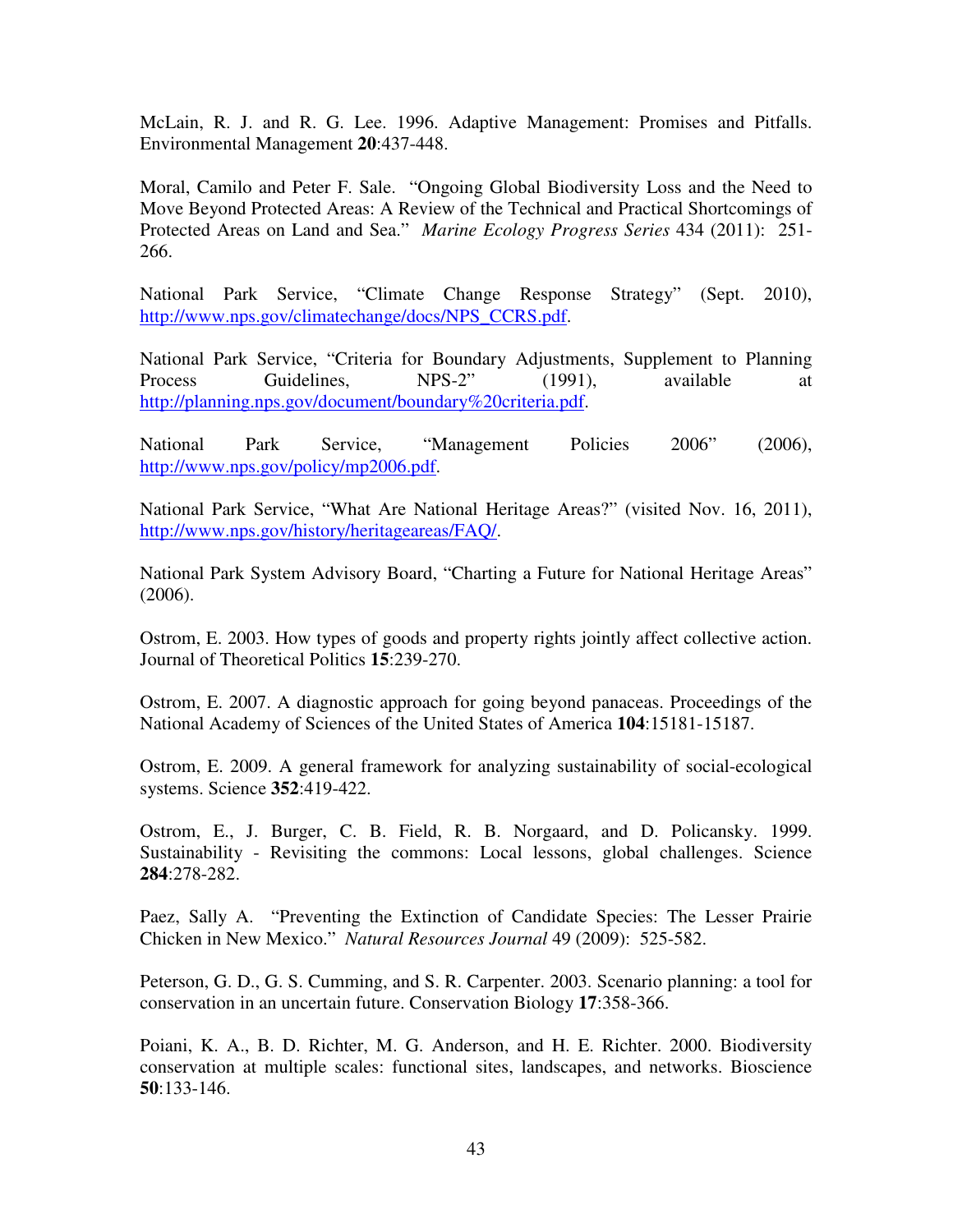McLain, R. J. and R. G. Lee. 1996. Adaptive Management: Promises and Pitfalls. Environmental Management **20**:437-448.

Moral, Camilo and Peter F. Sale. "Ongoing Global Biodiversity Loss and the Need to Move Beyond Protected Areas: A Review of the Technical and Practical Shortcomings of Protected Areas on Land and Sea." *Marine Ecology Progress Series* 434 (2011): 251-266.

National Park Service, "Climate Change Response Strategy" (Sept. 2010), http://www.nps.gov/climatechange/docs/NPS_CCRS.pdf.

National Park Service, "Criteria for Boundary Adjustments, Supplement to Planning Process Guidelines, NPS-2" (1991), available at http://planning.nps.gov/document/boundary%20criteria.pdf.

National Park Service, "Management Policies 2006" (2006), http://www.nps.gov/policy/mp2006.pdf.

National Park Service, "What Are National Heritage Areas?" (visited Nov. 16, 2011), http://www.nps.gov/history/heritageareas/FAQ/.

National Park System Advisory Board, "Charting a Future for National Heritage Areas" (2006).

Ostrom, E. 2003. How types of goods and property rights jointly affect collective action. Journal of Theoretical Politics **15**:239-270.

Ostrom, E. 2007. A diagnostic approach for going beyond panaceas. Proceedings of the National Academy of Sciences of the United States of America **104**:15181-15187.

Ostrom, E. 2009. A general framework for analyzing sustainability of social-ecological systems. Science **352**:419-422.

Ostrom, E., J. Burger, C. B. Field, R. B. Norgaard, and D. Policansky. 1999. Sustainability - Revisiting the commons: Local lessons, global challenges. Science **284**:278-282.

Paez, Sally A. "Preventing the Extinction of Candidate Species: The Lesser Prairie Chicken in New Mexico." *Natural Resources Journal* 49 (2009): 525-582.

Peterson, G. D., G. S. Cumming, and S. R. Carpenter. 2003. Scenario planning: a tool for conservation in an uncertain future. Conservation Biology **17**:358-366.

Poiani, K. A., B. D. Richter, M. G. Anderson, and H. E. Richter. 2000. Biodiversity conservation at multiple scales: functional sites, landscapes, and networks. Bioscience **50**:133-146.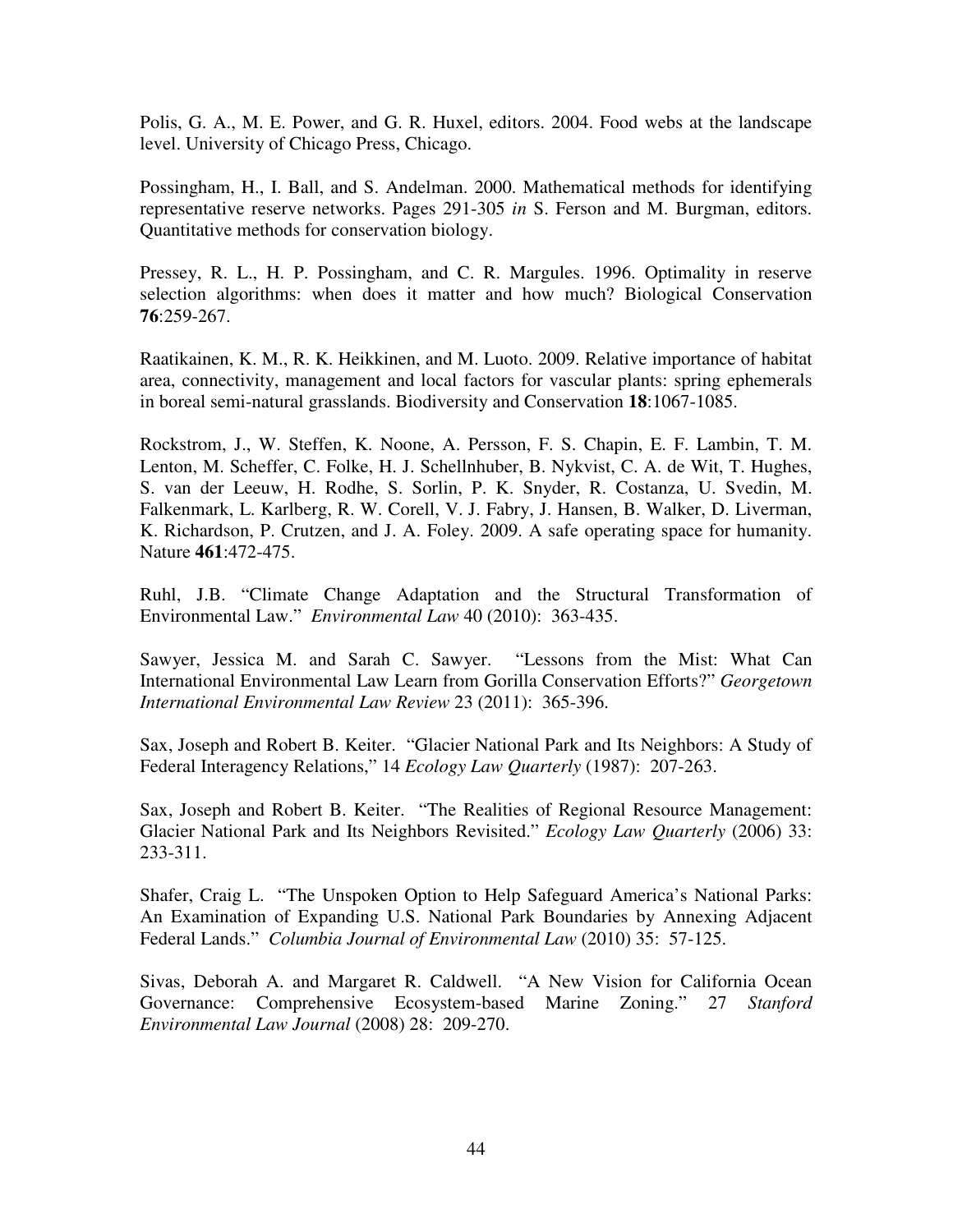Polis, G. A., M. E. Power, and G. R. Huxel, editors. 2004. Food webs at the landscape level. University of Chicago Press, Chicago.

Possingham, H., I. Ball, and S. Andelman. 2000. Mathematical methods for identifying representative reserve networks. Pages 291-305 *in* S. Ferson and M. Burgman, editors. Quantitative methods for conservation biology.

Pressey, R. L., H. P. Possingham, and C. R. Margules. 1996. Optimality in reserve selection algorithms: when does it matter and how much? Biological Conservation **76**:259-267.

Raatikainen, K. M., R. K. Heikkinen, and M. Luoto. 2009. Relative importance of habitat area, connectivity, management and local factors for vascular plants: spring ephemerals in boreal semi-natural grasslands. Biodiversity and Conservation **18**:1067-1085.

Rockstrom, J., W. Steffen, K. Noone, A. Persson, F. S. Chapin, E. F. Lambin, T. M. Lenton, M. Scheffer, C. Folke, H. J. Schellnhuber, B. Nykvist, C. A. de Wit, T. Hughes, S. van der Leeuw, H. Rodhe, S. Sorlin, P. K. Snyder, R. Costanza, U. Svedin, M. Falkenmark, L. Karlberg, R. W. Corell, V. J. Fabry, J. Hansen, B. Walker, D. Liverman, K. Richardson, P. Crutzen, and J. A. Foley. 2009. A safe operating space for humanity. Nature **461**:472-475.

Ruhl, J.B. "Climate Change Adaptation and the Structural Transformation of Environmental Law." *Environmental Law* 40 (2010): 363-435.

Sawyer, Jessica M. and Sarah C. Sawyer. "Lessons from the Mist: What Can International Environmental Law Learn from Gorilla Conservation Efforts?" *Georgetown International Environmental Law Review* 23 (2011): 365-396.

Sax, Joseph and Robert B. Keiter. "Glacier National Park and Its Neighbors: A Study of Federal Interagency Relations," 14 *Ecology Law Quarterly* (1987): 207-263.

Sax, Joseph and Robert B. Keiter. "The Realities of Regional Resource Management: Glacier National Park and Its Neighbors Revisited." *Ecology Law Quarterly* (2006) 33: 233-311.

Shafer, Craig L. "The Unspoken Option to Help Safeguard America's National Parks: An Examination of Expanding U.S. National Park Boundaries by Annexing Adjacent Federal Lands." *Columbia Journal of Environmental Law* (2010) 35: 57-125.

Sivas, Deborah A. and Margaret R. Caldwell. "A New Vision for California Ocean Governance: Comprehensive Ecosystem-based Marine Zoning." 27 *Stanford Environmental Law Journal* (2008) 28: 209-270.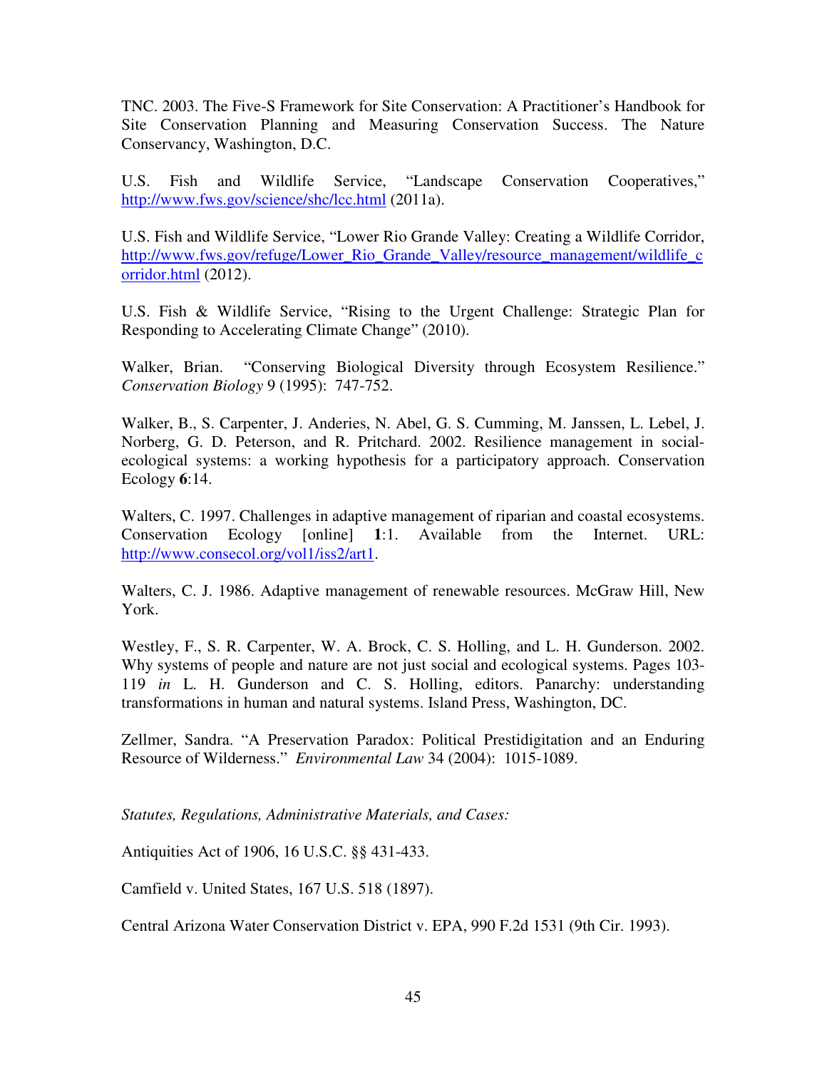TNC. 2003. The Five-S Framework for Site Conservation: A Practitioner's Handbook for Site Conservation Planning and Measuring Conservation Success. The Nature Conservancy, Washington, D.C.

U.S. Fish and Wildlife Service, "Landscape Conservation Cooperatives," http://www.fws.gov/science/shc/lcc.html (2011a).

U.S. Fish and Wildlife Service, "Lower Rio Grande Valley: Creating a Wildlife Corridor, http://www.fws.gov/refuge/Lower_Rio_Grande_Valley/resource_management/wildlife_corridor.html (2012).

U.S. Fish & Wildlife Service, "Rising to the Urgent Challenge: Strategic Plan for Responding to Accelerating Climate Change" (2010).

Walker, Brian. "Conserving Biological Diversity through Ecosystem Resilience." *Conservation Biology* 9 (1995): 747-752.

Walker, B., S. Carpenter, J. Anderies, N. Abel, G. S. Cumming, M. Janssen, L. Lebel, J. Norberg, G. D. Peterson, and R. Pritchard. 2002. Resilience management in social-ecological systems: a working hypothesis for a participatory approach. Conservation Ecology **6**:14.

Walters, C. 1997. Challenges in adaptive management of riparian and coastal ecosystems. Conservation Ecology [online] **1**:1. Available from the Internet. URL: http://www.consecol.org/vol1/iss2/art1.

Walters, C. J. 1986. Adaptive management of renewable resources. McGraw Hill, New York.

Westley, F., S. R. Carpenter, W. A. Brock, C. S. Holling, and L. H. Gunderson. 2002. Why systems of people and nature are not just social and ecological systems. Pages 103-119 *in* L. H. Gunderson and C. S. Holling, editors. Panarchy: understanding transformations in human and natural systems. Island Press, Washington, DC.

Zellmer, Sandra. "A Preservation Paradox: Political Prestidigitation and an Enduring Resource of Wilderness." *Environmental Law* 34 (2004): 1015-1089.

*Statutes, Regulations, Administrative Materials, and Cases:*

Antiquities Act of 1906, 16 U.S.C. §§ 431-433.

Camfield v. United States, 167 U.S. 518 (1897).

Central Arizona Water Conservation District v. EPA, 990 F.2d 1531 (9th Cir. 1993).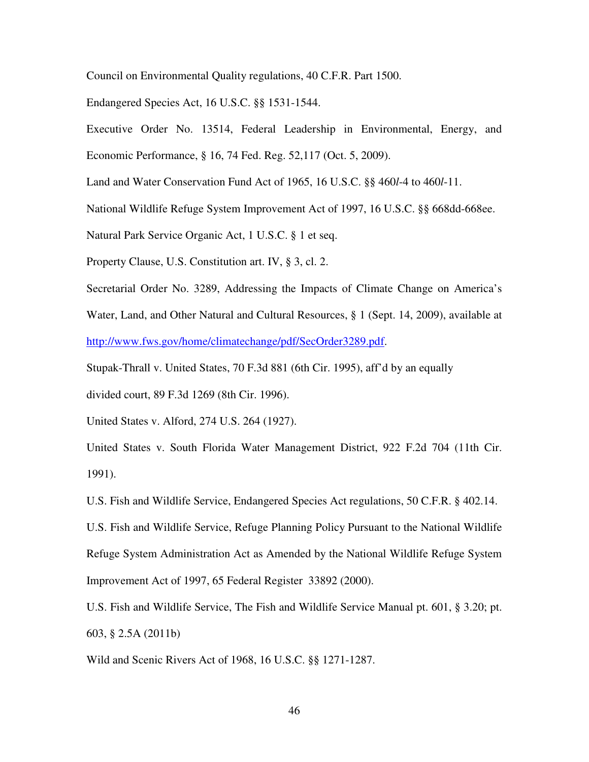Council on Environmental Quality regulations, 40 C.F.R. Part 1500.

Endangered Species Act, 16 U.S.C. §§ 1531-1544.

Executive Order No. 13514, Federal Leadership in Environmental, Energy, and Economic Performance, § 16, 74 Fed. Reg. 52,117 (Oct. 5, 2009).

Land and Water Conservation Fund Act of 1965, 16 U.S.C. §§ 460*l*-4 to 460*l*-11.

National Wildlife Refuge System Improvement Act of 1997, 16 U.S.C. §§ 668dd-668ee.

Natural Park Service Organic Act, 1 U.S.C. § 1 et seq.

Property Clause, U.S. Constitution art. IV, § 3, cl. 2.

Secretarial Order No. 3289, Addressing the Impacts of Climate Change on America's Water, Land, and Other Natural and Cultural Resources, § 1 (Sept. 14, 2009), available at http://www.fws.gov/home/climatechange/pdf/SecOrder3289.pdf.

Stupak-Thrall v. United States, 70 F.3d 881 (6th Cir. 1995), aff'd by an equally divided court, 89 F.3d 1269 (8th Cir. 1996).

United States v. Alford, 274 U.S. 264 (1927).

United States v. South Florida Water Management District, 922 F.2d 704 (11th Cir. 1991).

U.S. Fish and Wildlife Service, Endangered Species Act regulations, 50 C.F.R. § 402.14.

U.S. Fish and Wildlife Service, Refuge Planning Policy Pursuant to the National Wildlife Refuge System Administration Act as Amended by the National Wildlife Refuge System Improvement Act of 1997, 65 Federal Register 33892 (2000).

U.S. Fish and Wildlife Service, The Fish and Wildlife Service Manual pt. 601, § 3.20; pt. 603, § 2.5A (2011b)

Wild and Scenic Rivers Act of 1968, 16 U.S.C. §§ 1271-1287.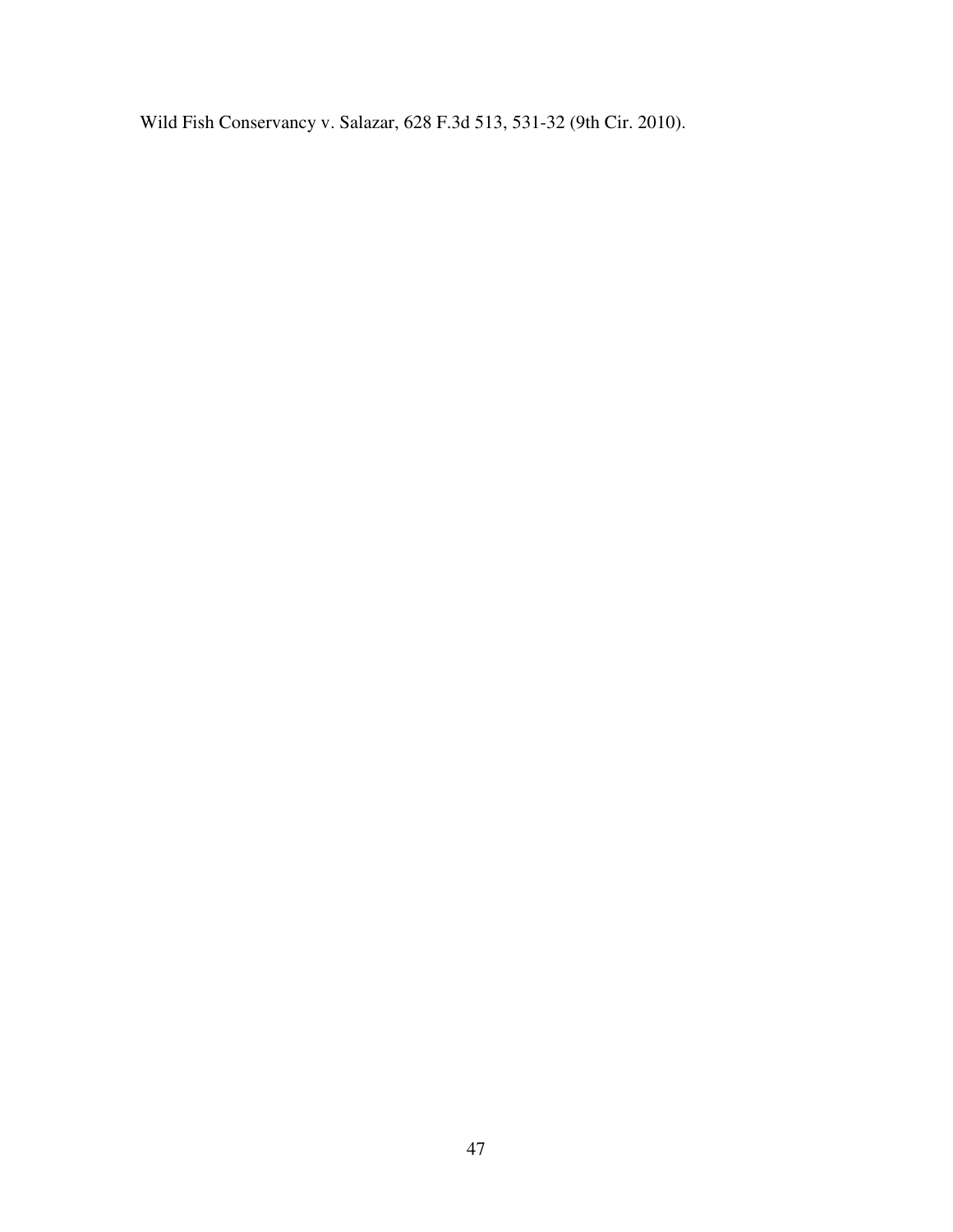Wild Fish Conservancy v. Salazar, 628 F.3d 513, 531-32 (9th Cir. 2010).